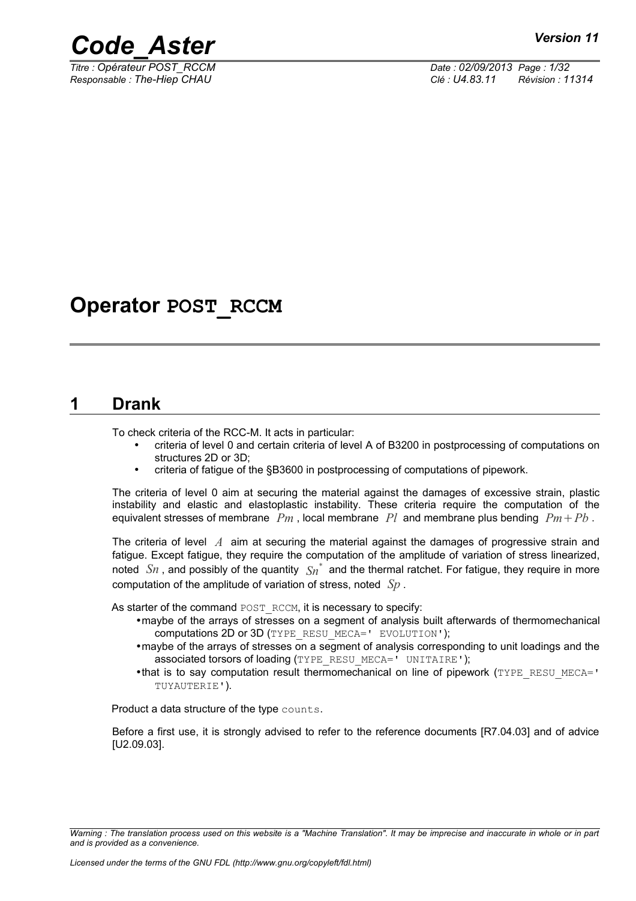# Operator POST_RCCM

## 1 Drank

To check criteria of the RCC-M. It acts in particular:

- criteria of level 0 and certain criteria of level A of B3200 in postprocessing of computations on structures 2D or 3D;
- criteria of fatigue of the §B3600 in postprocessing of computations of pipework.

The criteria of level 0 aim at securing the material against the damages of excessive strain, plastic instability and elastic and elastoplastic instability. These criteria require the computation of the equivalent stresses of membrane $Pm$, local membrane $Pl$ and membrane plus bending $Pm+Pb$.

The criteria of level $A$ aim at securing the material against the damages of progressive strain and fatigue. Except fatigue, they require the computation of the amplitude of variation of stress linearized, noted $Sn$, and possibly of the quantity $Sn^*$ and the thermal ratchet. For fatigue, they require in more computation of the amplitude of variation of stress, noted $Sp$.

As starter of the command `POST_RCCM`, it is necessary to specify:

- maybe of the arrays of stresses on a segment of analysis built afterwards of thermomechanical computations 2D or 3D (`TYPE_RESU_MECA=' EVOLUTION'`);
- maybe of the arrays of stresses on a segment of analysis corresponding to unit loadings and the associated torsors of loading (`TYPE_RESU_MECA=' UNITAIRE'`);
- that is to say computation result thermomechanical on line of pipework (`TYPE_RESU_MECA=' TUYAUTERIE'`).

Product a data structure of the type `counts`.

Before a first use, it is strongly advised to refer to the reference documents [R7.04.03] and of advice [U2.09.03].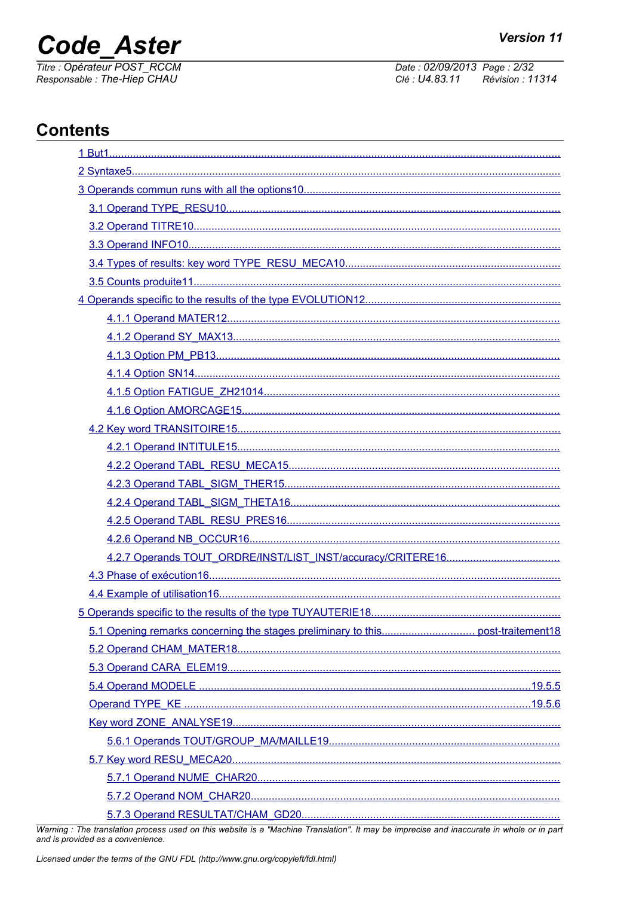# Contents

1 But1

2 Syntaxe5

3 Operands commun runs with all the options10

- 3.1 Operand TYPE_RESU10
- 3.2 Operand TITRE10
- 3.3 Operand INFO10
- 3.4 Types of results: key word TYPE_RESU_MECA10
- 3.5 Counts produite11

4 Operands specific to the results of the type EVOLUTION12

- 4.1.1 Operand MATER12
- 4.1.2 Operand SY_MAX13
- 4.1.3 Option PM_PB13
- 4.1.4 Option SN14
- 4.1.5 Option FATIGUE_ZH21014
- 4.1.6 Option AMORCAGE15
- 4.2 Key word TRANSITOIRE15
  - 4.2.1 Operand INTITULE15
  - 4.2.2 Operand TABL_RESU_MECA15
  - 4.2.3 Operand TABL_SIGM_THER15
  - 4.2.4 Operand TABL_SIGM_THETA16
  - 4.2.5 Operand TABL_RESU_PRES16
  - 4.2.6 Operand NB_OCCUR16
  - 4.2.7 Operands TOUT_ORDRE/INST/LIST_INST/accuracy/CRITERE16
- 4.3 Phase of exécution16
- 4.4 Example of utilisation16

5 Operands specific to the results of the type TUYAUTERIE18

- 5.1 Opening remarks concerning the stages preliminary to this post-traitement18
- 5.2 Operand CHAM_MATER18
- 5.3 Operand CARA_ELEM19
- 5.4 Operand MODELE 19.5.5
- Operand TYPE_KE 19.5.6
- Key word ZONE_ANALYSE19
  - 5.6.1 Operands TOUT/GROUP_MA/MAILLE19
- 5.7 Key word RESU_MECA20
  - 5.7.1 Operand NUME_CHAR20
  - 5.7.2 Operand NOM_CHAR20
  - 5.7.3 Operand RESULTAT/CHAM_GD20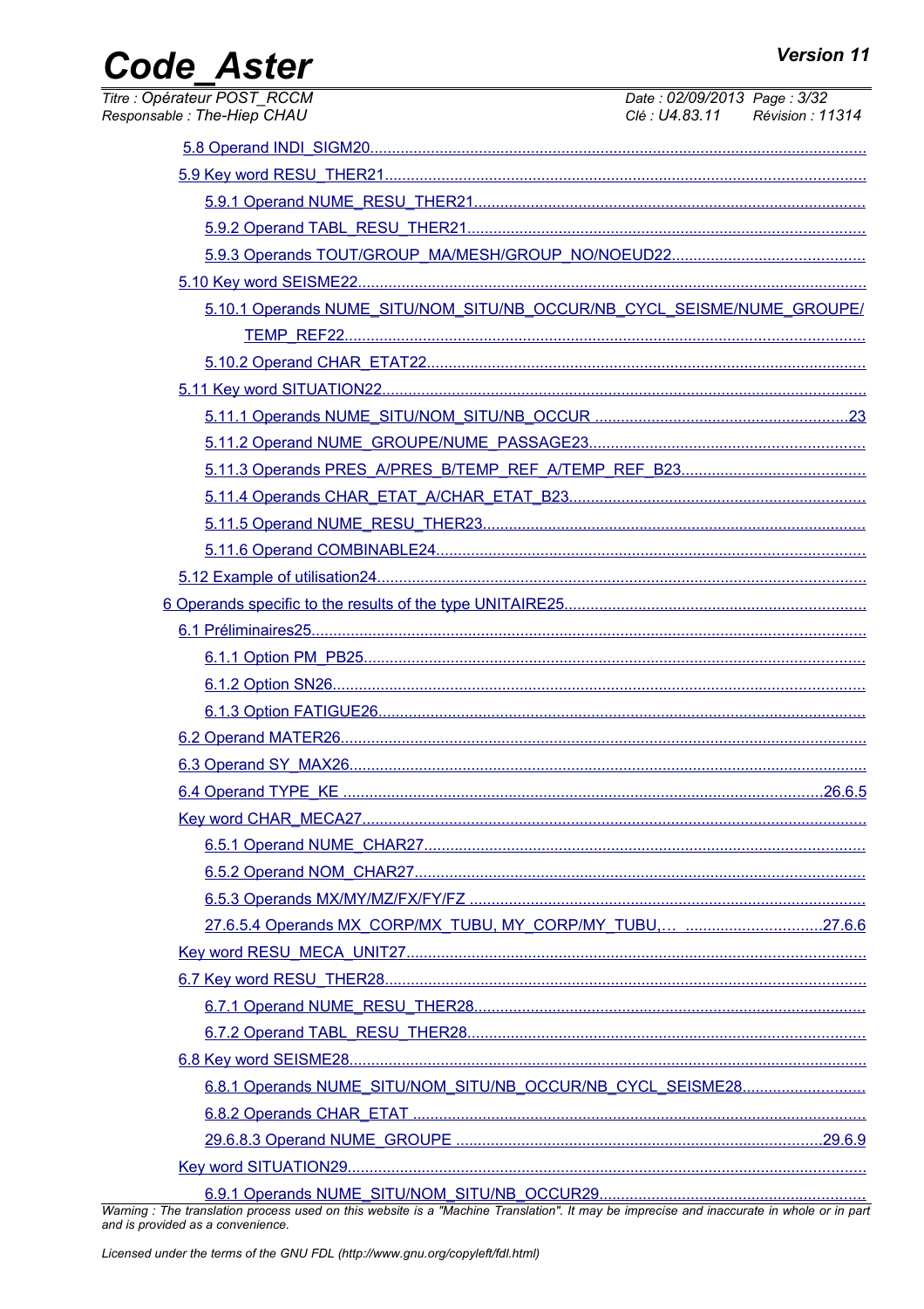5.8 Operand INDI_SIGM20

5.9 Key word RESU_THER21

5.9.1 Operand NUME_RESU_THER21

5.9.2 Operand TABL_RESU_THER21

5.9.3 Operands TOUT/GROUP_MA/MESH/GROUP_NO/NOEUD22

5.10 Key word SEISME22

5.10.1 Operands NUME_SITU/NOM_SITU/NB_OCCUR/NB_CYCL_SEISME/NUME_GROUPE/TEMP_REF22

5.10.2 Operand CHAR_ETAT22

5.11 Key word SITUATION22

5.11.1 Operands NUME_SITU/NOM_SITU/NB_OCCUR ..........23

5.11.2 Operand NUME_GROUPE/NUME_PASSAGE23

5.11.3 Operands PRES_A/PRES_B/TEMP_REF_A/TEMP_REF_B23

5.11.4 Operands CHAR_ETAT_A/CHAR_ETAT_B23

5.11.5 Operand NUME_RESU_THER23

5.11.6 Operand COMBINABLE24

5.12 Example of utilisation24

6 Operands specific to the results of the type UNITAIRE25

6.1 Préliminaires25

6.1.1 Option PM_PB25

6.1.2 Option SN26

6.1.3 Option FATIGUE26

6.2 Operand MATER26

6.3 Operand SY_MAX26

6.4 Operand TYPE_KE ..........26.6.5

Key word CHAR_MECA27

6.5.1 Operand NUME_CHAR27

6.5.2 Operand NOM_CHAR27

6.5.3 Operands MX/MY/MZ/FX/FY/FZ

27.6.5.4 Operands MX_CORP/MX_TUBU, MY_CORP/MY_TUBU,… ..........27.6.6

Key word RESU_MECA_UNIT27

6.7 Key word RESU_THER28

6.7.1 Operand NUME_RESU_THER28

6.7.2 Operand TABL_RESU_THER28

6.8 Key word SEISME28

6.8.1 Operands NUME_SITU/NOM_SITU/NB_OCCUR/NB_CYCL_SEISME28

6.8.2 Operands CHAR_ETAT

29.6.8.3 Operand NUME_GROUPE ..........29.6.9

Key word SITUATION29

6.9.1 Operands NUME_SITU/NOM_SITU/NB_OCCUR29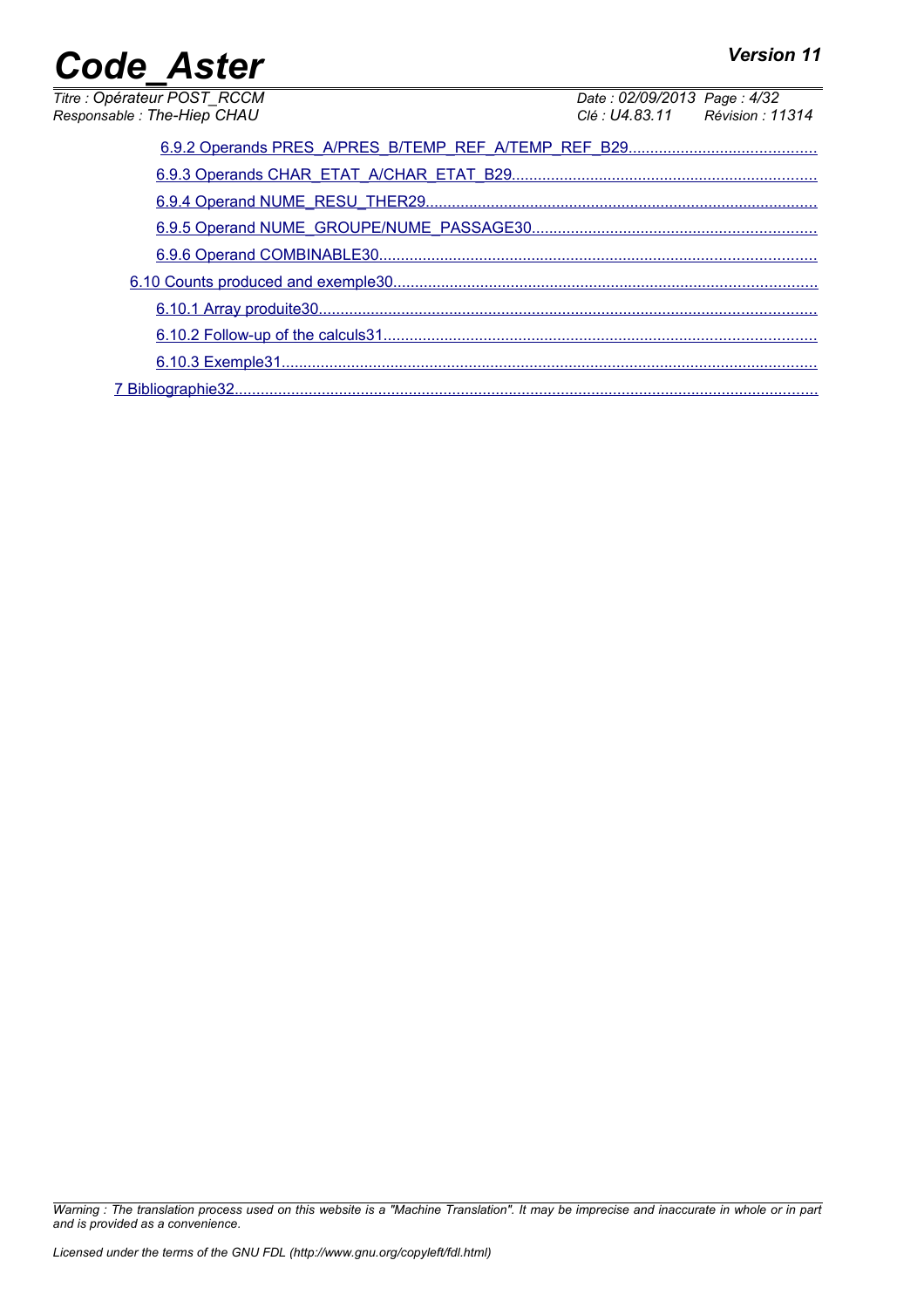6.9.2 Operands PRES_A/PRES_B/TEMP_REF_A/TEMP_REF_B29

6.9.3 Operands CHAR_ETAT_A/CHAR_ETAT_B29

6.9.4 Operand NUME_RESU_THER29

6.9.5 Operand NUME_GROUPE/NUME_PASSAGE30

6.9.6 Operand COMBINABLE30

6.10 Counts produced and exemple30

6.10.1 Array produite30

6.10.2 Follow-up of the calculs31

6.10.3 Exemple31

7 Bibliographie32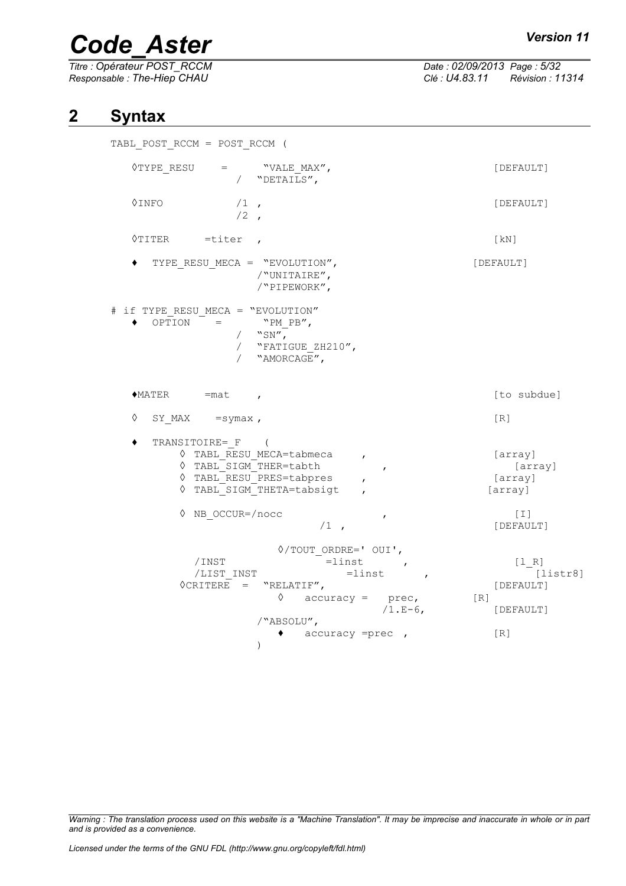## 2 Syntax

```
TABL_POST_RCCM = POST_RCCM (

   ◊TYPE_RESU     =      "VALE_MAX",                             [DEFAULT]
                  /  "DETAILS",

   ◊INFO           /1 ,                                          [DEFAULT]
                   /2 ,

   ◊TITER      =titer  ,                                         [kN]

   ♦  TYPE_RESU_MECA =  "EVOLUTION",                         [DEFAULT]
                     /"UNITAIRE",
                     /"PIPEWORK",

# if TYPE_RESU_MECA = "EVOLUTION"
   ♦  OPTION    =        "PM_PB",
                  /  "SN",
                  /  "FATIGUE_ZH210",
                  /  "AMORCAGE",


   ♦MATER      =mat    ,                                         [to subdue]

   ◊  SY_MAX    =symax ,                                         [R]

   ♦  TRANSITOIRE=_F    (
         ◊ TABL_RESU_MECA=tabmeca     ,                          [array]
         ◊ TABL_SIGM_THER=tabth           ,                        [array]
         ◊ TABL_RESU_PRES=tabpres     ,                          [array]
         ◊ TABL_SIGM_THETA=tabsigt    ,                         [array]

         ◊ NB_OCCUR=/nocc                 ,                        [I]
                             /1  ,                               [DEFAULT]

                      ◊/TOUT_ORDRE=' OUI',
          /INST                =linst      ,                       [l_R]
          /LIST_INST              =linst       ,                      [listr8]
        ◊CRITERE  =  "RELATIF",                                  [DEFAULT]
                       ◊    accuracy =   prec,            [R]
                                        /1.E-6,              [DEFAULT]
                    /"ABSOLU",
                       ♦    accuracy =prec  ,                [R]
                    )
```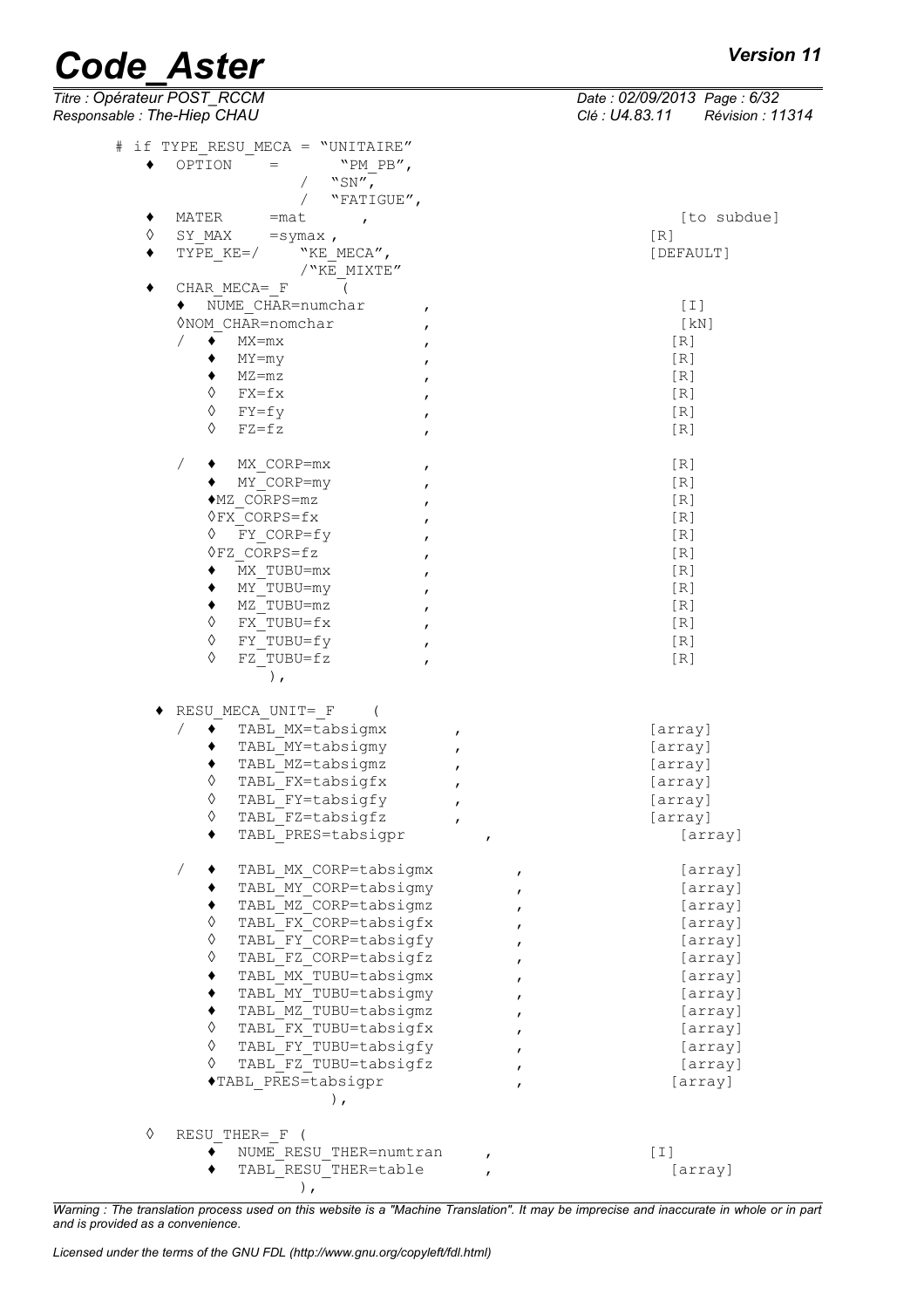```
# if TYPE_RESU_MECA = "UNITAIRE"
  ♦  OPTION    =        "PM_PB",
                   /   "SN",
                   /   "FATIGUE",
  ♦  MATER     =mat      ,                              [to subdue]
  ◊  SY_MAX    =symax ,                                 [R]
  ♦  TYPE_KE=/      "KE_MECA",                          [DEFAULT]
                    /"KE_MIXTE"
  ♦  CHAR_MECA=_F      (
       ♦  NUME_CHAR=numchar        ,                     [I]
       ◊NOM_CHAR=nomchar           ,                     [kN]
       /  ♦  MX=mx                 ,                    [R]
          ♦  MY=my                 ,                    [R]
          ♦  MZ=mz                 ,                    [R]
          ◊  FX=fx                 ,                    [R]
          ◊  FY=fy                 ,                    [R]
          ◊  FZ=fz                 ,                    [R]

       /  ♦  MX_CORP=mx            ,                    [R]
          ♦  MY_CORP=my            ,                    [R]
          ♦MZ_CORPS=mz             ,                    [R]
          ◊FX_CORPS=fx             ,                    [R]
          ◊  FY_CORP=fy            ,                    [R]
          ◊FZ_CORPS=fz             ,                    [R]
          ♦  MX_TUBU=mx            ,                    [R]
          ♦  MY_TUBU=my            ,                    [R]
          ♦  MZ_TUBU=mz            ,                    [R]
          ◊  FX_TUBU=fx            ,                    [R]
          ◊  FY_TUBU=fy            ,                    [R]
          ◊  FZ_TUBU=fz            ,                    [R]
              ),

   ♦ RESU_MECA_UNIT=_F     (
       /  ♦  TABL_MX=tabsigmx        ,                  [array]
          ♦  TABL_MY=tabsigmy        ,                  [array]
          ♦  TABL_MZ=tabsigmz        ,                  [array]
          ◊  TABL_FX=tabsigfx        ,                  [array]
          ◊  TABL_FY=tabsigfy        ,                  [array]
          ◊  TABL_FZ=tabsigfz        ,                  [array]
          ♦  TABL_PRES=tabsigpr          ,                  [array]

       /  ♦  TABL_MX_CORP=tabsigmx          ,               [array]
          ♦  TABL_MY_CORP=tabsigmy          ,               [array]
          ♦  TABL_MZ_CORP=tabsigmz          ,               [array]
          ◊  TABL_FX_CORP=tabsigfx          ,               [array]
          ◊  TABL_FY_CORP=tabsigfy          ,               [array]
          ◊  TABL_FZ_CORP=tabsigfz          ,               [array]
          ♦  TABL_MX_TUBU=tabsigmx          ,               [array]
          ♦  TABL_MY_TUBU=tabsigmy          ,               [array]
          ♦  TABL_MZ_TUBU=tabsigmz          ,               [array]
          ◊  TABL_FX_TUBU=tabsigfx          ,               [array]
          ◊  TABL_FY_TUBU=tabsigfy          ,               [array]
          ◊  TABL_FZ_TUBU=tabsigfz          ,               [array]
          ♦TABL_PRES=tabsigpr               ,              [array]
                       ),

  ◊  RESU_THER=_F (
          ♦  NUME_RESU_THER=numtran      ,              [I]
          ♦  TABL_RESU_THER=table        ,                 [array]
               ),
```

*Warning : The translation process used on this website is a "Machine Translation". It may be imprecise and inaccurate in whole or in part and is provided as a convenience.*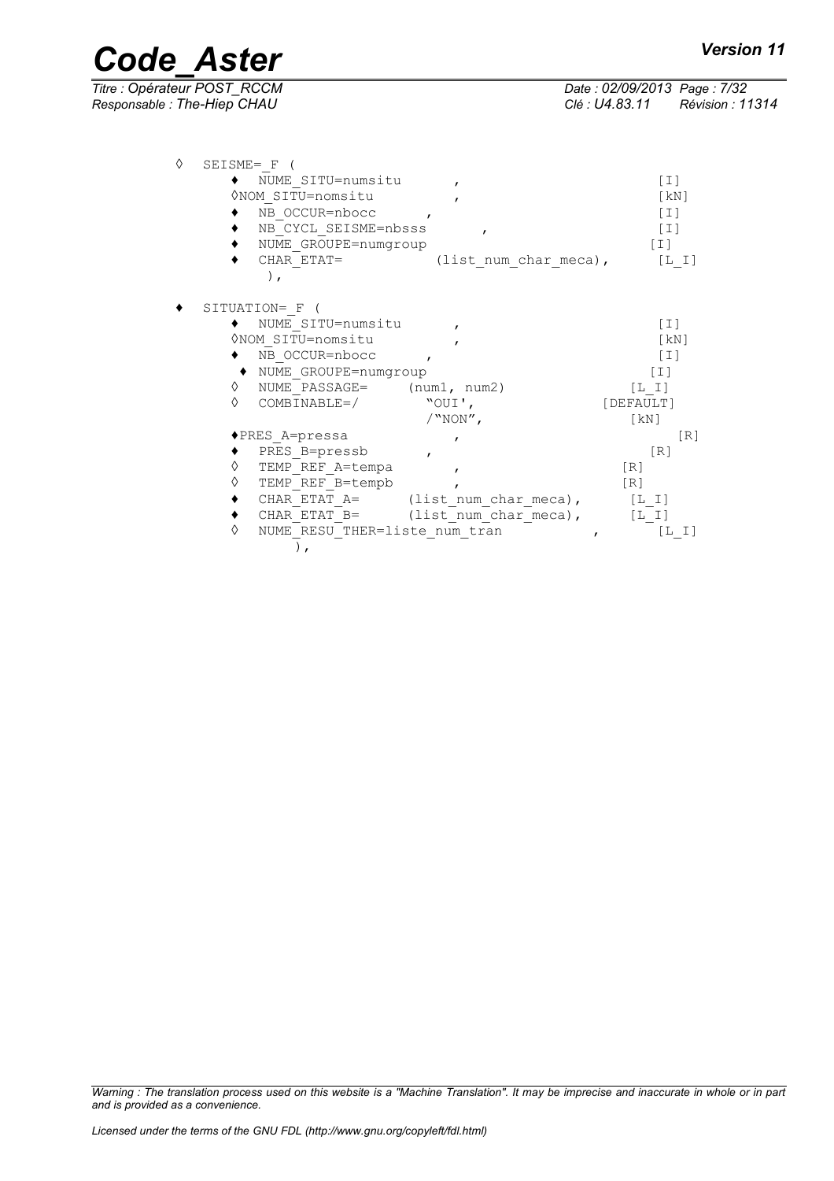```
◊  SEISME=_F (
       ♦  NUME_SITU=numsitu        ,                           [I]
       ◊NOM_SITU=nomsitu           ,                           [kN]
       ♦  NB_OCCUR=nbocc       ,                               [I]
       ♦  NB_CYCL_SEISME=nbsss         ,                       [I]
       ♦  NUME_GROUPE=numgroup                                [I]
       ♦  CHAR_ETAT=            (list_num_char_meca),         [L_I]
          ),

♦  SITUATION=_F (
       ♦  NUME_SITU=numsitu        ,                           [I]
       ◊NOM_SITU=nomsitu           ,                           [kN]
       ♦  NB_OCCUR=nbocc       ,                               [I]
        ♦ NUME_GROUPE=numgroup                                [I]
       ◊  NUME_PASSAGE=     (num1, num2)                   [L_I]
       ◊  COMBINABLE=/         "OUI',                     [DEFAULT]
                               /"NON",                        [kN]
       ♦PRES_A=pressa              ,                              [R]
       ♦  PRES_B=pressb        ,                               [R]
       ◊  TEMP_REF_A=tempa         ,                         [R]
       ◊  TEMP_REF_B=tempb         ,                         [R]
       ♦  CHAR_ETAT_A=      (list_num_char_meca),         [L_I]
       ♦  CHAR_ETAT_B=      (list_num_char_meca),         [L_I]
       ◊  NUME_RESU_THER=liste_num_tran           ,           [L_I]
              ),
```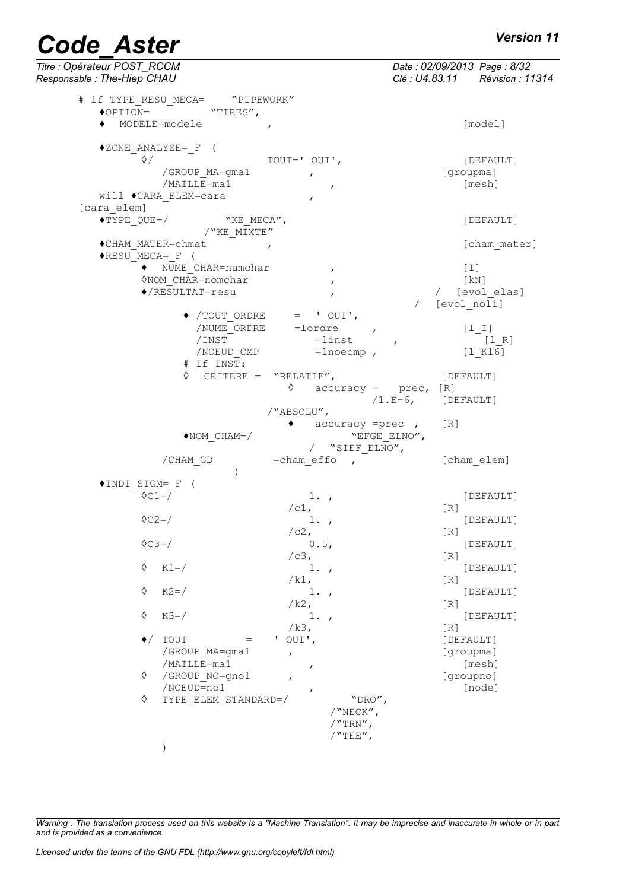```
# if TYPE_RESU_MECA=    "PIPEWORK"
   ♦OPTION=          "TIRES",
   ♦  MODELE=modele           ,                             [model]

   ♦ZONE_ANALYZE=_F  (
         ◊/                  TOUT=' OUI',                   [DEFAULT]
            /GROUP_MA=gma1          ,                     [groupma]
            /MAILLE=ma1               ,                        [mesh]
   will ♦CARA_ELEM=cara              ,
[cara_elem]
   ♦TYPE_QUE=/         "KE_MECA",                           [DEFAULT]
               /"KE_MIXTE"
   ♦CHAM_MATER=chmat          ,                             [cham_mater]
   ♦RESU_MECA=_F  (
         ♦  NUME_CHAR=numchar         ,                     [I]
         ◊NOM_CHAR=nomchar            ,                     [kN]
         ♦/RESULTAT=resu              ,                   /  [evol_elas]
                                                      /  [evol_noli]
               ♦ /TOUT_ORDRE     =  ' OUI',
                 /NUME_ORDRE     =lordre      ,               [l_I]
                 /INST              =linst      ,               [l_R]
                 /NOEUD_CMP         =lnoecmp ,              [l_K16]
               # If INST:
               ◊  CRITERE =  "RELATIF",                     [DEFAULT]
                           ◊   accuracy =   prec, [R]
                                           /1.E-6,     [DEFAULT]
                         /"ABSOLU",
                           ♦   accuracy =prec  ,     [R]
               ♦NOM_CHAM=/                  "EFGE_ELNO",
                                    /  "SIEF_ELNO",
            /CHAM_GD          =cham_effo  ,                 [cham_elem]
                     )
   ♦INDI_SIGM=_F  (
         ◊C1=/                    1. ,                      [DEFAULT]
                           /c1,                       [R]
         ◊C2=/                    1. ,                      [DEFAULT]
                           /c2,                       [R]
         ◊C3=/                    0.5,                      [DEFAULT]
                           /c3,                       [R]
         ◊   K1=/                 1. ,                      [DEFAULT]
                           /k1,                       [R]
         ◊   K2=/                 1. ,                      [DEFAULT]
                           /k2,                       [R]
         ◊   K3=/                 1. ,                      [DEFAULT]
                           /k3,                       [R]
         ♦/  TOUT          =    ' OUI',                     [DEFAULT]
            /GROUP_MA=gma1       ,                          [groupma]
            /MAILLE=ma1            ,                           [mesh]
         ◊   /GROUP_NO=gno1       ,                         [groupno]
            /NOEUD=no1             ,                           [node]
         ◊   TYPE_ELEM_STANDARD=/          "DRO",
                                    /"NECK",
                                    /"TRN",
                                    /"TEE",
            )
```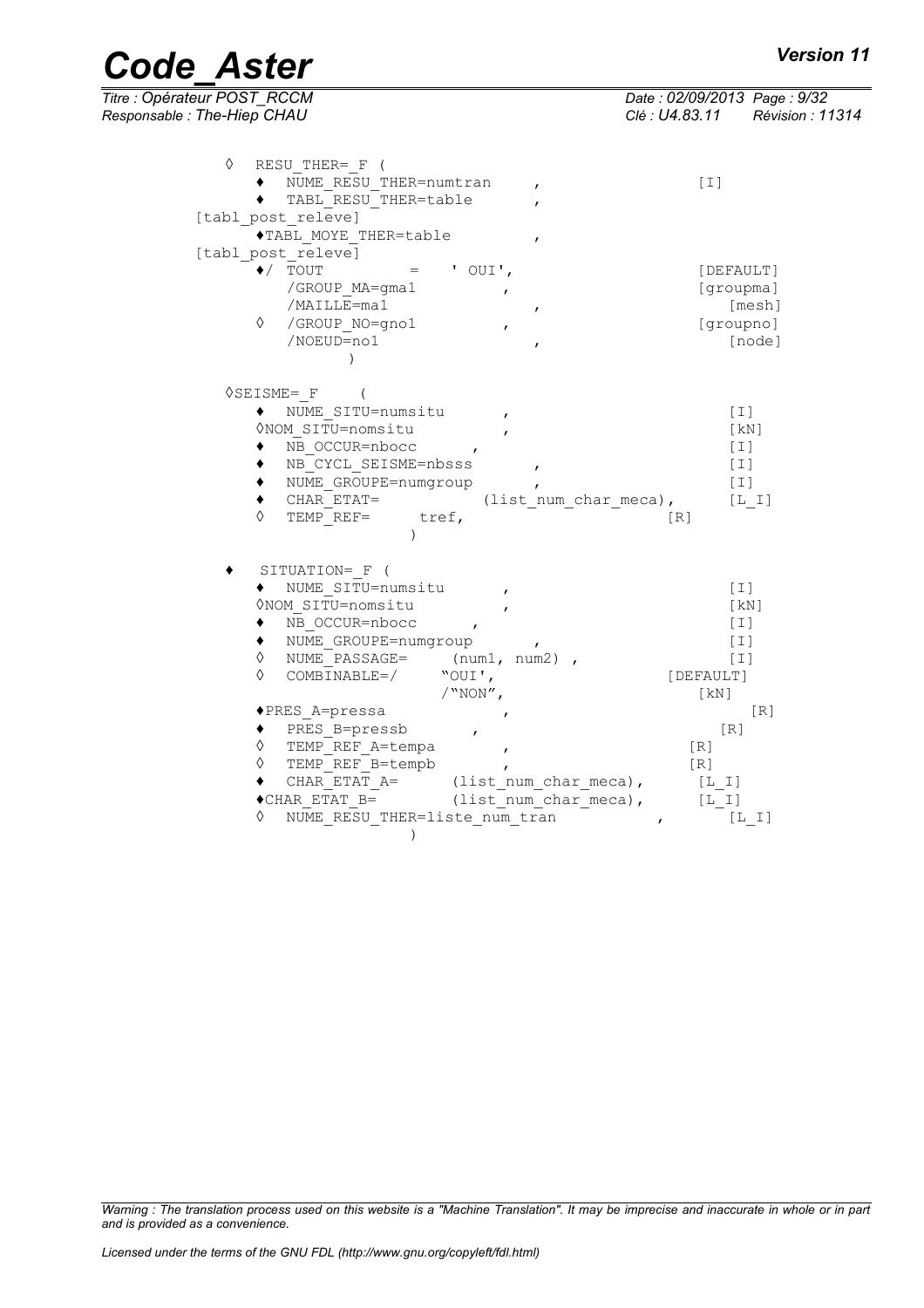```
◊  RESU_THER=_F (
     ♦  NUME_RESU_THER=numtran     ,                [I]
     ♦  TABL_RESU_THER=table       ,
[tabl_post_releve]
     ♦TABL_MOYE_THER=table         ,
[tabl_post_releve]
     ♦/  TOUT         =    ' OUI',                  [DEFAULT]
        /GROUP_MA=gma1         ,                    [groupma]
        /MAILLE=ma1                ,                   [mesh]
     ◊   /GROUP_NO=gno1         ,                   [groupno]
        /NOEUD=no1                 ,                   [node]
              )

◊SEISME=_F    (
     ♦  NUME_SITU=numsitu       ,                        [I]
     ◊NOM_SITU=nomsitu          ,                        [kN]
     ♦  NB_OCCUR=nbocc      ,                            [I]
     ♦  NB_CYCL_SEISME=nbsss       ,                     [I]
     ♦  NUME_GROUPE=numgroup      ,                      [I]
     ♦  CHAR_ETAT=           (list_num_char_meca),      [L_I]
     ◊  TEMP_REF=      tref,                       [R]
                  )

♦  SITUATION=_F (
     ♦  NUME_SITU=numsitu       ,                        [I]
     ◊NOM_SITU=nomsitu          ,                        [kN]
     ♦  NB_OCCUR=nbocc      ,                            [I]
     ♦  NUME_GROUPE=numgroup       ,                     [I]
     ◊  NUME_PASSAGE=     (num1, num2) ,                 [I]
     ◊  COMBINABLE=/     "OUI',                   [DEFAULT]
                        /"NON",                      [kN]
     ♦PRES_A=pressa                ,                       [R]
     ♦  PRES_B=pressb       ,                          [R]
     ◊  TEMP_REF_A=tempa         ,                 [R]
     ◊  TEMP_REF_B=tempb         ,                 [R]
     ♦  CHAR_ETAT_A=      (list_num_char_meca),      [L_I]
     ♦CHAR_ETAT_B=        (list_num_char_meca),      [L_I]
     ◊  NUME_RESU_THER=liste_num_tran            ,       [L_I]
                  )
```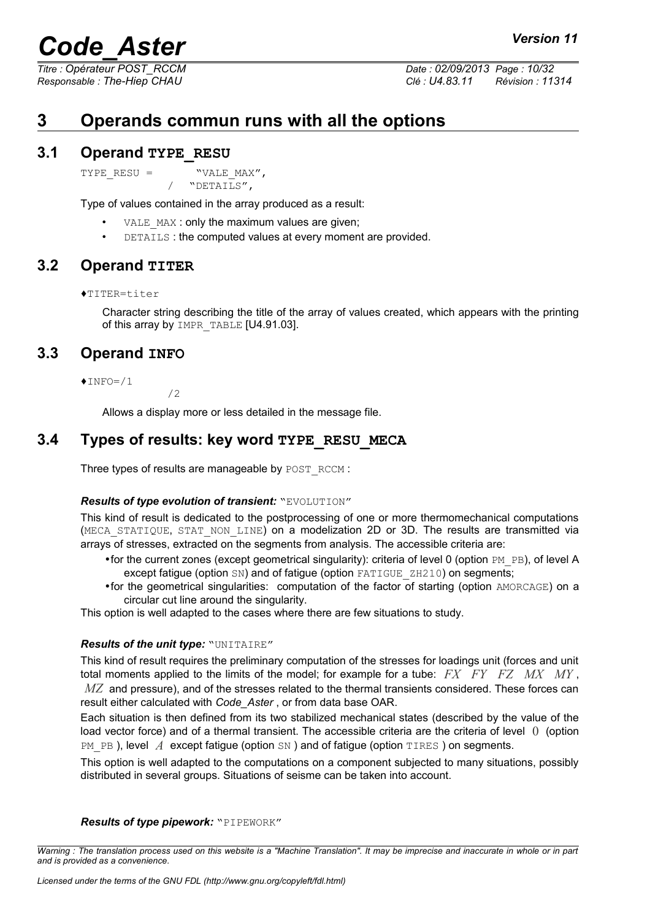# 3 Operands commun runs with all the options

## 3.1 Operand TYPE_RESU

```
TYPE_RESU =       "VALE_MAX",
              /   "DETAILS",
```

Type of values contained in the array produced as a result:

- VALE_MAX : only the maximum values are given;
- DETAILS : the computed values at every moment are provided.

## 3.2 Operand TITER

```
♦TITER=titer
```

Character string describing the title of the array of values created, which appears with the printing of this array by IMPR_TABLE [U4.91.03].

## 3.3 Operand INFO

```
♦INFO=/1
      /2
```

Allows a display more or less detailed in the message file.

## 3.4 Types of results: key word TYPE_RESU_MECA

Three types of results are manageable by POST_RCCM :

***Results of type evolution of transient:*** "EVOLUTION"

This kind of result is dedicated to the postprocessing of one or more thermomechanical computations (MECA_STATIQUE, STAT_NON_LINE) on a modelization 2D or 3D. The results are transmitted via arrays of stresses, extracted on the segments from analysis. The accessible criteria are:

- for the current zones (except geometrical singularity): criteria of level 0 (option PM_PB), of level A except fatigue (option SN) and of fatigue (option FATIGUE_ZH210) on segments;
- for the geometrical singularities: computation of the factor of starting (option AMORCAGE) on a circular cut line around the singularity.

This option is well adapted to the cases where there are few situations to study.

***Results of the unit type:*** "UNITAIRE"

This kind of result requires the preliminary computation of the stresses for loadings unit (forces and unit total moments applied to the limits of the model; for example for a tube: $FX$ $FY$ $FZ$ $MX$ $MY$, $MZ$ and pressure), and of the stresses related to the thermal transients considered. These forces can result either calculated with *Code_Aster* , or from data base OAR.

Each situation is then defined from its two stabilized mechanical states (described by the value of the load vector force) and of a thermal transient. The accessible criteria are the criteria of level $0$ (option PM_PB ), level $A$ except fatigue (option SN ) and of fatigue (option TIRES ) on segments.

This option is well adapted to the computations on a component subjected to many situations, possibly distributed in several groups. Situations of seisme can be taken into account.

***Results of type pipework:*** "PIPEWORK"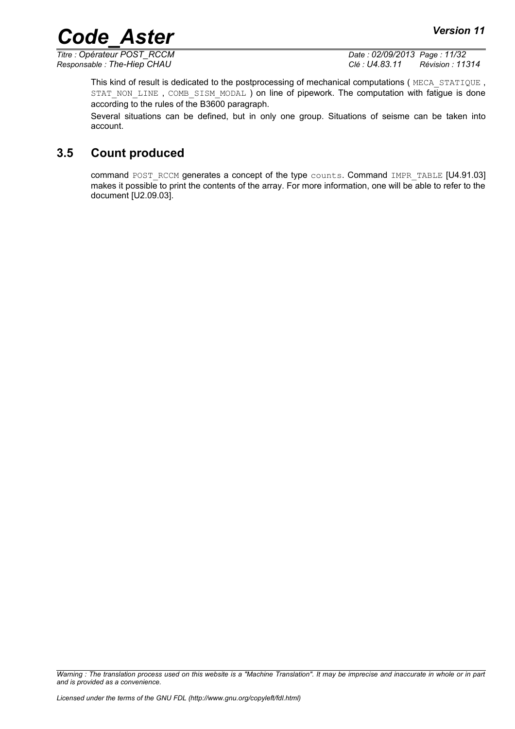This kind of result is dedicated to the postprocessing of mechanical computations ( MECA_STATIQUE , STAT_NON_LINE , COMB_SISM_MODAL ) on line of pipework. The computation with fatigue is done according to the rules of the B3600 paragraph.

Several situations can be defined, but in only one group. Situations of seisme can be taken into account.

## 3.5 Count produced

command POST_RCCM generates a concept of the type counts. Command IMPR_TABLE [U4.91.03] makes it possible to print the contents of the array. For more information, one will be able to refer to the document [U2.09.03].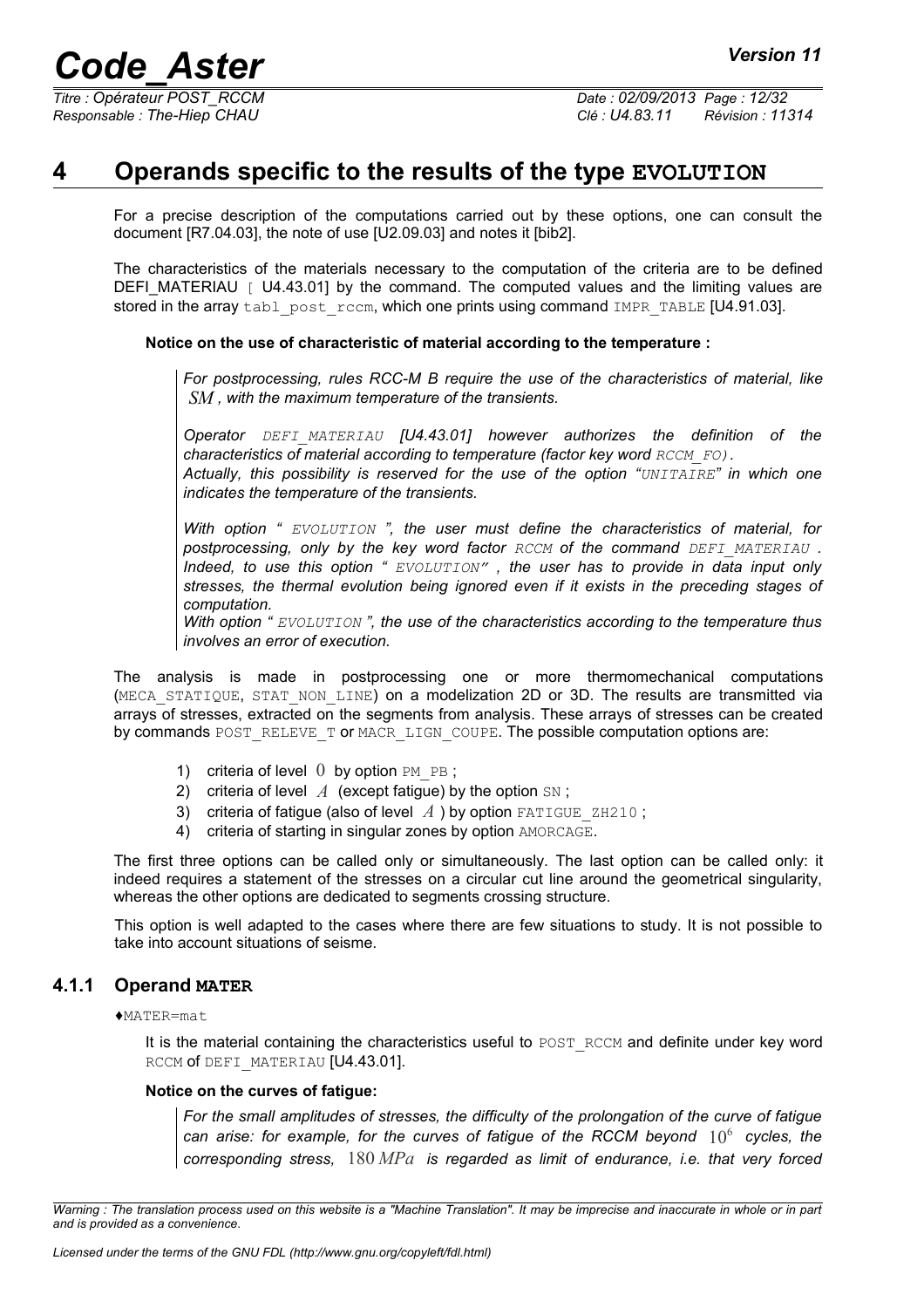# 4 Operands specific to the results of the type EVOLUTION

For a precise description of the computations carried out by these options, one can consult the document [R7.04.03], the note of use [U2.09.03] and notes it [bib2].

The characteristics of the materials necessary to the computation of the criteria are to be defined DEFI_MATERIAU [ U4.43.01] by the command. The computed values and the limiting values are stored in the array tabl_post_rccm, which one prints using command IMPR_TABLE [U4.91.03].

**Notice on the use of characteristic of material according to the temperature :**

*For postprocessing, rules RCC-M B require the use of the characteristics of material, like $SM$ , with the maximum temperature of the transients.*

*Operator DEFI_MATERIAU [U4.43.01] however authorizes the definition of the characteristics of material according to temperature (factor key word RCCM_FO).*
*Actually, this possibility is reserved for the use of the option "UNITAIRE" in which one indicates the temperature of the transients.*

*With option " EVOLUTION ", the user must define the characteristics of material, for postprocessing, only by the key word factor RCCM of the command DEFI_MATERIAU . Indeed, to use this option " EVOLUTION" , the user has to provide in data input only stresses, the thermal evolution being ignored even if it exists in the preceding stages of computation.*
*With option " EVOLUTION ", the use of the characteristics according to the temperature thus involves an error of execution.*

The analysis is made in postprocessing one or more thermomechanical computations (MECA_STATIQUE, STAT_NON_LINE) on a modelization 2D or 3D. The results are transmitted via arrays of stresses, extracted on the segments from analysis. These arrays of stresses can be created by commands POST_RELEVE_T or MACR_LIGN_COUPE. The possible computation options are:

1) criteria of level $0$ by option PM_PB ;
2) criteria of level $A$ (except fatigue) by the option SN ;
3) criteria of fatigue (also of level $A$ ) by option FATIGUE_ZH210 ;
4) criteria of starting in singular zones by option AMORCAGE.

The first three options can be called only or simultaneously. The last option can be called only: it indeed requires a statement of the stresses on a circular cut line around the geometrical singularity, whereas the other options are dedicated to segments crossing structure.

This option is well adapted to the cases where there are few situations to study. It is not possible to take into account situations of seisme.

### 4.1.1 Operand MATER

♦MATER=mat

It is the material containing the characteristics useful to POST_RCCM and definite under key word RCCM of DEFI_MATERIAU [U4.43.01].

**Notice on the curves of fatigue:**

*For the small amplitudes of stresses, the difficulty of the prolongation of the curve of fatigue can arise: for example, for the curves of fatigue of the RCCM beyond $10^6$ cycles, the corresponding stress, $180\,MPa$ is regarded as limit of endurance, i.e. that very forced*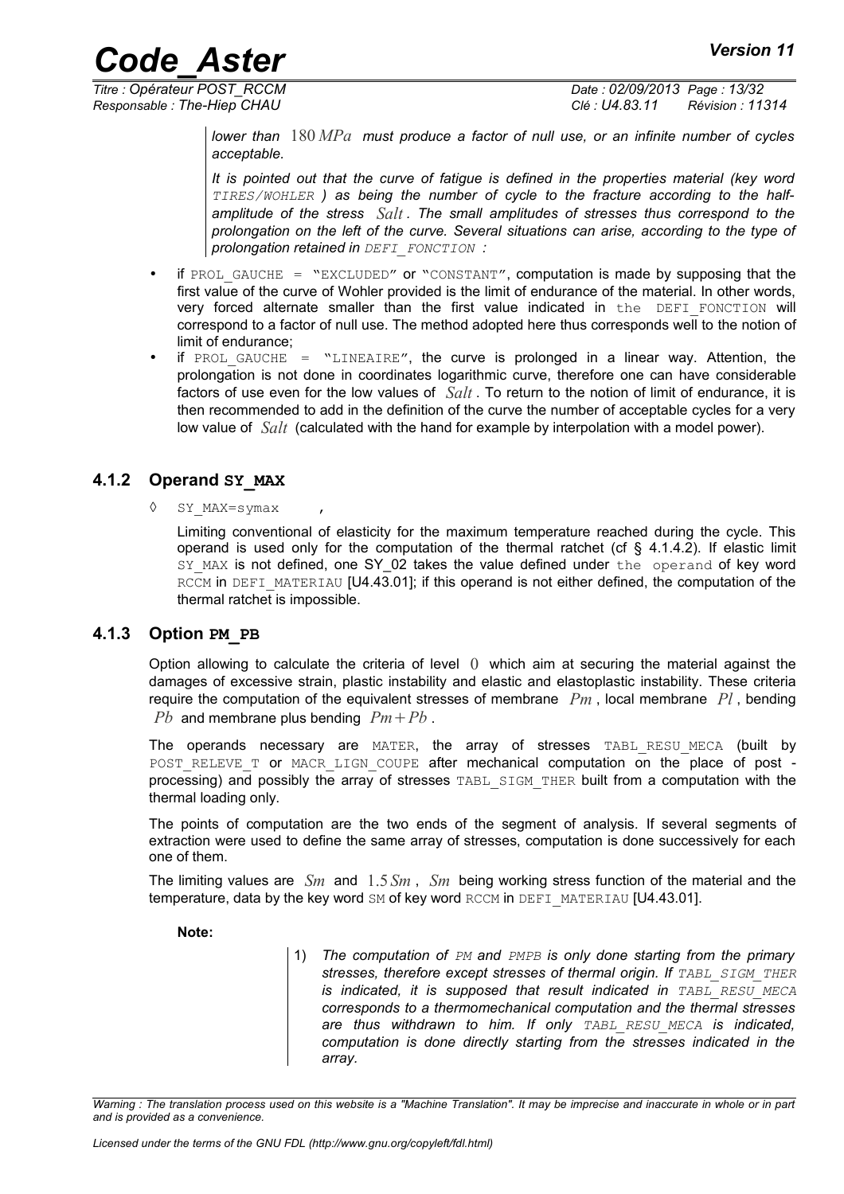*lower than $180\,MPa$ must produce a factor of null use, or an infinite number of cycles acceptable.*

*It is pointed out that the curve of fatigue is defined in the properties material (key word TIRES/WOHLER ) as being the number of cycle to the fracture according to the half-amplitude of the stress $Salt$. The small amplitudes of stresses thus correspond to the prolongation on the left of the curve. Several situations can arise, according to the type of prolongation retained in DEFI_FONCTION :*

- if PROL_GAUCHE = "EXCLUDED" or "CONSTANT", computation is made by supposing that the first value of the curve of Wohler provided is the limit of endurance of the material. In other words, very forced alternate smaller than the first value indicated in the DEFI_FONCTION will correspond to a factor of null use. The method adopted here thus corresponds well to the notion of limit of endurance;
- if PROL_GAUCHE = "LINEAIRE", the curve is prolonged in a linear way. Attention, the prolongation is not done in coordinates logarithmic curve, therefore one can have considerable factors of use even for the low values of $Salt$. To return to the notion of limit of endurance, it is then recommended to add in the definition of the curve the number of acceptable cycles for a very low value of $Salt$ (calculated with the hand for example by interpolation with a model power).

### 4.1.2 Operand **SY_MAX**

◊ SY_MAX=symax ,

Limiting conventional of elasticity for the maximum temperature reached during the cycle. This operand is used only for the computation of the thermal ratchet (cf § 4.1.4.2). If elastic limit SY_MAX is not defined, one SY_02 takes the value defined under the operand of key word RCCM in DEFI_MATERIAU [U4.43.01]; if this operand is not either defined, the computation of the thermal ratchet is impossible.

### 4.1.3 Option **PM_PB**

Option allowing to calculate the criteria of level $0$ which aim at securing the material against the damages of excessive strain, plastic instability and elastic and elastoplastic instability. These criteria require the computation of the equivalent stresses of membrane $Pm$, local membrane $Pl$, bending $Pb$ and membrane plus bending $Pm+Pb$.

The operands necessary are MATER, the array of stresses TABL_RESU_MECA (built by POST_RELEVE_T or MACR_LIGN_COUPE after mechanical computation on the place of post - processing) and possibly the array of stresses TABL_SIGM_THER built from a computation with the thermal loading only.

The points of computation are the two ends of the segment of analysis. If several segments of extraction were used to define the same array of stresses, computation is done successively for each one of them.

The limiting values are $Sm$ and $1.5\,Sm$, $Sm$ being working stress function of the material and the temperature, data by the key word SM of key word RCCM in DEFI_MATERIAU [U4.43.01].

**Note:**

1) *The computation of PM and PMPB is only done starting from the primary stresses, therefore except stresses of thermal origin. If TABL_SIGM_THER is indicated, it is supposed that result indicated in TABL_RESU_MECA corresponds to a thermomechanical computation and the thermal stresses are thus withdrawn to him. If only TABL_RESU_MECA is indicated, computation is done directly starting from the stresses indicated in the array.*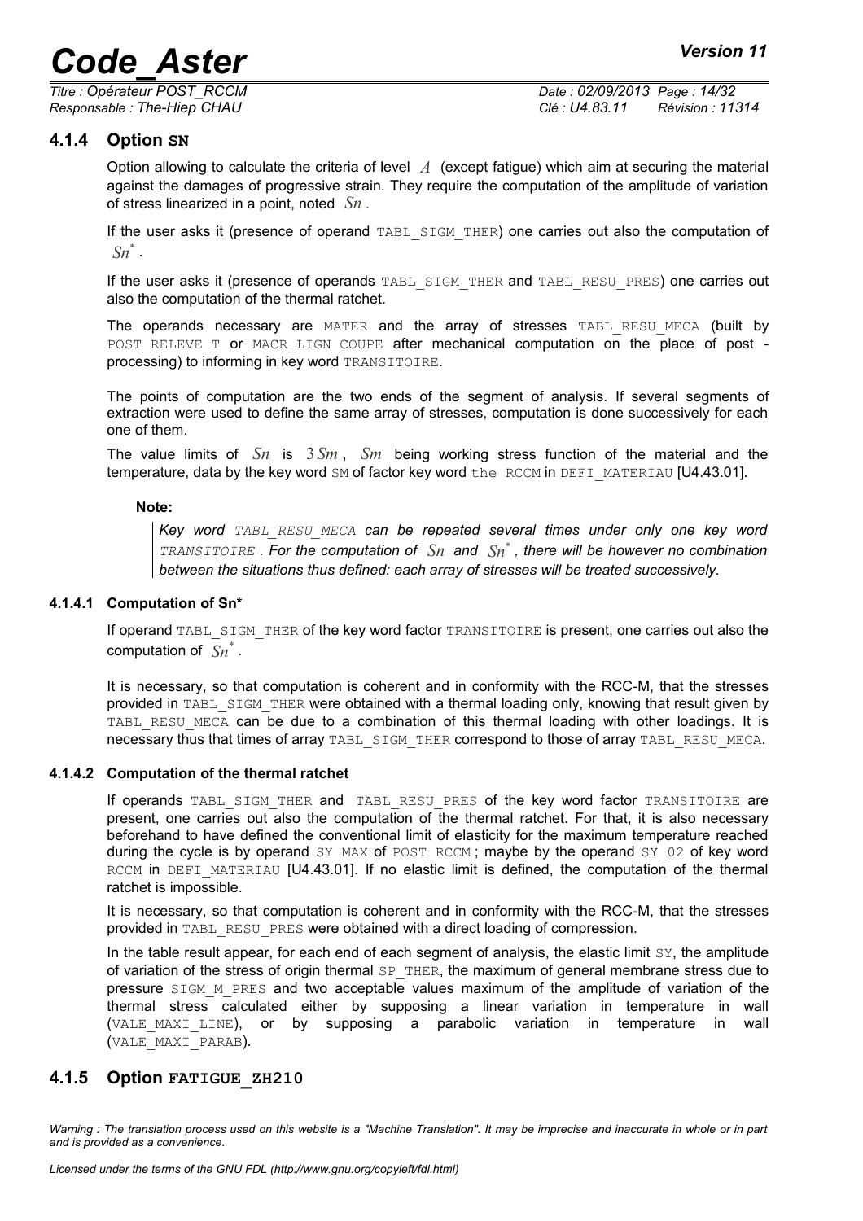### 4.1.4 Option `SN`

Option allowing to calculate the criteria of level $A$ (except fatigue) which aim at securing the material against the damages of progressive strain. They require the computation of the amplitude of variation of stress linearized in a point, noted $Sn$.

If the user asks it (presence of operand `TABL_SIGM_THER`) one carries out also the computation of $Sn^*$.

If the user asks it (presence of operands `TABL_SIGM_THER` and `TABL_RESU_PRES`) one carries out also the computation of the thermal ratchet.

The operands necessary are `MATER` and the array of stresses `TABL_RESU_MECA` (built by `POST_RELEVE_T` or `MACR_LIGN_COUPE` after mechanical computation on the place of post - processing) to informing in key word `TRANSITOIRE`.

The points of computation are the two ends of the segment of analysis. If several segments of extraction were used to define the same array of stresses, computation is done successively for each one of them.

The value limits of $Sn$ is $3Sm$, $Sm$ being working stress function of the material and the temperature, data by the key word `SM` of factor key word `the RCCM` in `DEFI_MATERIAU` [U4.43.01].

**Note:**

> *Key word `TABL_RESU_MECA` can be repeated several times under only one key word `TRANSITOIRE`. For the computation of $Sn$ and $Sn^*$, there will be however no combination between the situations thus defined: each array of stresses will be treated successively.*

#### 4.1.4.1 Computation of Sn*

If operand `TABL_SIGM_THER` of the key word factor `TRANSITOIRE` is present, one carries out also the computation of $Sn^*$.

It is necessary, so that computation is coherent and in conformity with the RCC-M, that the stresses provided in `TABL_SIGM_THER` were obtained with a thermal loading only, knowing that result given by `TABL_RESU_MECA` can be due to a combination of this thermal loading with other loadings. It is necessary thus that times of array `TABL_SIGM_THER` correspond to those of array `TABL_RESU_MECA`.

#### 4.1.4.2 Computation of the thermal ratchet

If operands `TABL_SIGM_THER` and `TABL_RESU_PRES` of the key word factor `TRANSITOIRE` are present, one carries out also the computation of the thermal ratchet. For that, it is also necessary beforehand to have defined the conventional limit of elasticity for the maximum temperature reached during the cycle is by operand `SY_MAX` of `POST_RCCM`; maybe by the operand `SY_02` of key word `RCCM` in `DEFI_MATERIAU` [U4.43.01]. If no elastic limit is defined, the computation of the thermal ratchet is impossible.

It is necessary, so that computation is coherent and in conformity with the RCC-M, that the stresses provided in `TABL_RESU_PRES` were obtained with a direct loading of compression.

In the table result appear, for each end of each segment of analysis, the elastic limit `SY`, the amplitude of variation of the stress of origin thermal `SP_THER`, the maximum of general membrane stress due to pressure `SIGM_M_PRES` and two acceptable values maximum of the amplitude of variation of the thermal stress calculated either by supposing a linear variation in temperature in wall (`VALE_MAXI_LINE`), or by supposing a parabolic variation in temperature in wall (`VALE_MAXI_PARAB`).

### 4.1.5 Option `FATIGUE_ZH210`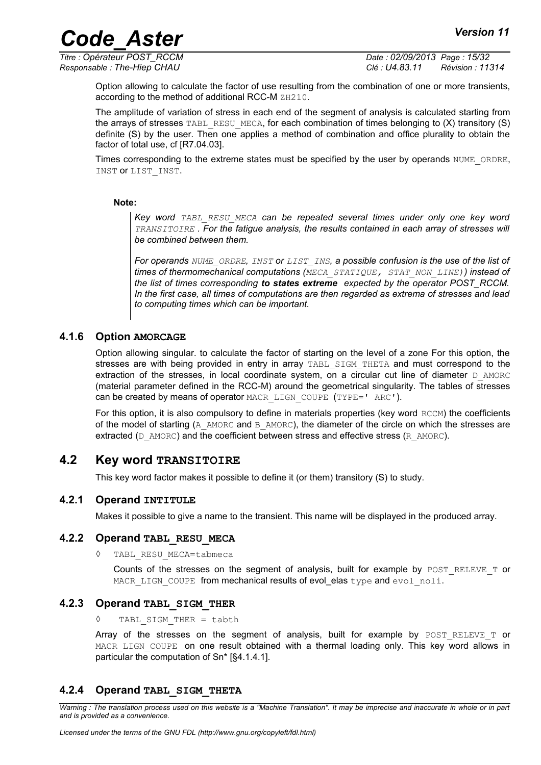Option allowing to calculate the factor of use resulting from the combination of one or more transients, according to the method of additional RCC-M ZH210.

The amplitude of variation of stress in each end of the segment of analysis is calculated starting from the arrays of stresses TABL_RESU_MECA, for each combination of times belonging to (X) transitory (S) definite (S) by the user. Then one applies a method of combination and office plurality to obtain the factor of total use, cf [R7.04.03].

Times corresponding to the extreme states must be specified by the user by operands NUME_ORDRE, INST or LIST_INST.

**Note:**

*Key word TABL_RESU_MECA can be repeated several times under only one key word TRANSITOIRE . For the fatigue analysis, the results contained in each array of stresses will be combined between them.*

*For operands NUME_ORDRE, INST or LIST_INS, a possible confusion is the use of the list of times of thermomechanical computations (MECA_STATIQUE, STAT_NON_LINE)) instead of the list of times corresponding **to states extreme** expected by the operator POST_RCCM. In the first case, all times of computations are then regarded as extrema of stresses and lead to computing times which can be important.*

### 4.1.6 Option AMORCAGE

Option allowing singular. to calculate the factor of starting on the level of a zone For this option, the stresses are with being provided in entry in array TABL_SIGM_THETA and must correspond to the extraction of the stresses, in local coordinate system, on a circular cut line of diameter D_AMORC (material parameter defined in the RCC-M) around the geometrical singularity. The tables of stresses can be created by means of operator MACR_LIGN_COUPE (TYPE=' ARC').

For this option, it is also compulsory to define in materials properties (key word RCCM) the coefficients of the model of starting (A_AMORC and B_AMORC), the diameter of the circle on which the stresses are extracted (D_AMORC) and the coefficient between stress and effective stress (R_AMORC).

## 4.2 Key word TRANSITOIRE

This key word factor makes it possible to define it (or them) transitory (S) to study.

### 4.2.1 Operand INTITULE

Makes it possible to give a name to the transient. This name will be displayed in the produced array.

### 4.2.2 Operand TABL_RESU_MECA

◊ TABL_RESU_MECA=tabmeca

Counts of the stresses on the segment of analysis, built for example by POST_RELEVE_T or MACR_LIGN_COUPE from mechanical results of evol_elas type and evol_noli.

### 4.2.3 Operand TABL_SIGM_THER

◊ TABL_SIGM_THER = tabth

Array of the stresses on the segment of analysis, built for example by POST_RELEVE_T or MACR_LIGN_COUPE on one result obtained with a thermal loading only. This key word allows in particular the computation of Sn* [§4.1.4.1].

### 4.2.4 Operand TABL_SIGM_THETA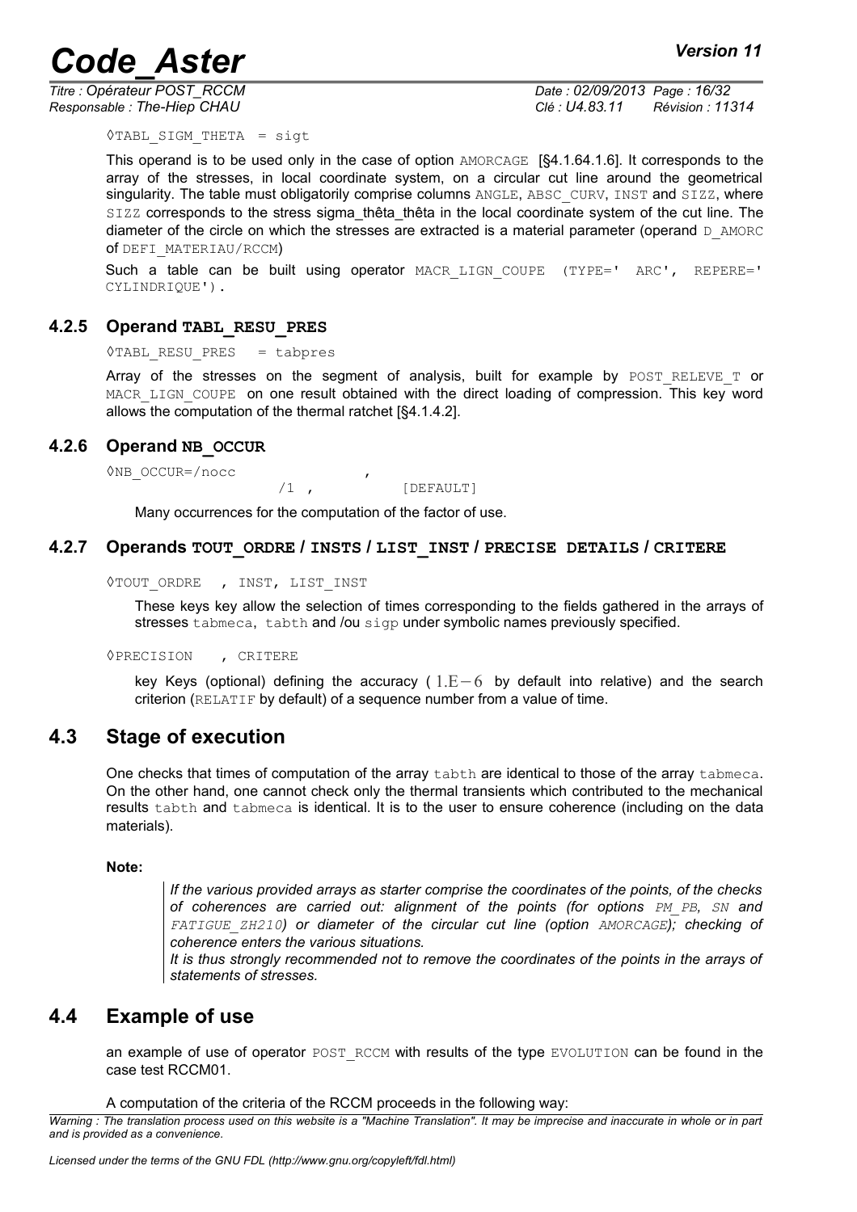◊TABL_SIGM_THETA = sigt

This operand is to be used only in the case of option AMORCAGE [§4.1.64.1.6]. It corresponds to the array of the stresses, in local coordinate system, on a circular cut line around the geometrical singularity. The table must obligatorily comprise columns ANGLE, ABSC_CURV, INST and SIZZ, where SIZZ corresponds to the stress sigma_thêta_thêta in the local coordinate system of the cut line. The diameter of the circle on which the stresses are extracted is a material parameter (operand D_AMORC of DEFI_MATERIAU/RCCM)

Such a table can be built using operator MACR_LIGN_COUPE (TYPE=' ARC', REPERE=' CYLINDRIQUE').

### 4.2.5 Operand TABL_RESU_PRES

◊TABL_RESU_PRES = tabpres

Array of the stresses on the segment of analysis, built for example by POST_RELEVE_T or MACR_LIGN_COUPE on one result obtained with the direct loading of compression. This key word allows the computation of the thermal ratchet [§4.1.4.2].

### 4.2.6 Operand NB_OCCUR

```
◊NB_OCCUR=/nocc          ,
          /1  ,          [DEFAULT]
```

Many occurrences for the computation of the factor of use.

### 4.2.7 Operands TOUT_ORDRE / INSTS / LIST_INST / PRECISE DETAILS / CRITERE

◊TOUT_ORDRE , INST, LIST_INST

These keys key allow the selection of times corresponding to the fields gathered in the arrays of stresses tabmeca, tabth and /ou sigp under symbolic names previously specified.

◊PRECISION , CRITERE

key Keys (optional) defining the accuracy ( $1.E-6$ by default into relative) and the search criterion (RELATIF by default) of a sequence number from a value of time.

## 4.3 Stage of execution

One checks that times of computation of the array tabth are identical to those of the array tabmeca. On the other hand, one cannot check only the thermal transients which contributed to the mechanical results tabth and tabmeca is identical. It is to the user to ensure coherence (including on the data materials).

**Note:**

> *If the various provided arrays as starter comprise the coordinates of the points, of the checks of coherences are carried out: alignment of the points (for options PM_PB, SN and FATIGUE_ZH210) or diameter of the circular cut line (option AMORCAGE); checking of coherence enters the various situations.*
> *It is thus strongly recommended not to remove the coordinates of the points in the arrays of statements of stresses.*

## 4.4 Example of use

an example of use of operator POST_RCCM with results of the type EVOLUTION can be found in the case test RCCM01.

A computation of the criteria of the RCCM proceeds in the following way: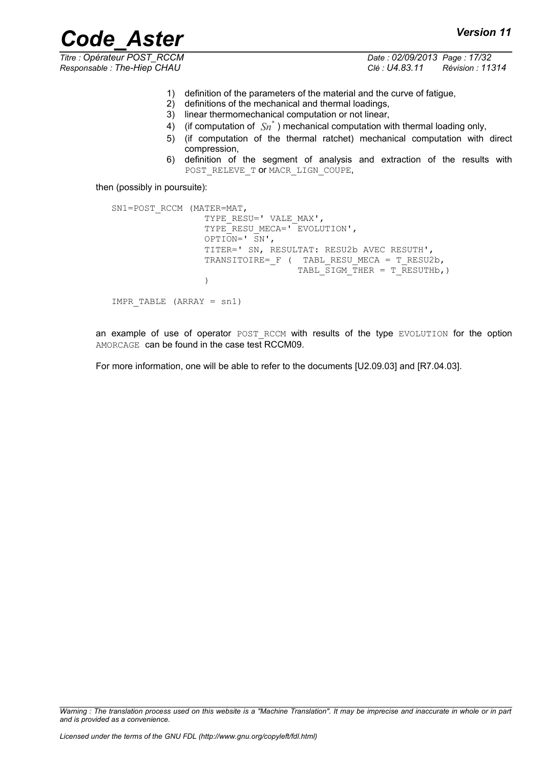1) definition of the parameters of the material and the curve of fatigue,
2) definitions of the mechanical and thermal loadings,
3) linear thermomechanical computation or not linear,
4) (if computation of $Sn^*$ ) mechanical computation with thermal loading only,
5) (if computation of the thermal ratchet) mechanical computation with direct compression,
6) definition of the segment of analysis and extraction of the results with POST_RELEVE_T or MACR_LIGN_COUPE,

then (possibly in poursuite):

```
SN1=POST_RCCM (MATER=MAT,
               TYPE_RESU=' VALE_MAX',
               TYPE_RESU_MECA=' EVOLUTION',
               OPTION=' SN',
               TITER=' SN, RESULTAT: RESU2b AVEC RESUTH',
               TRANSITOIRE=_F (  TABL_RESU_MECA = T_RESU2b,
                                 TABL_SIGM_THER = T_RESUTHb,)
               )

IMPR_TABLE (ARRAY = sn1)
```

an example of use of operator POST_RCCM with results of the type EVOLUTION for the option AMORCAGE can be found in the case test RCCM09.

For more information, one will be able to refer to the documents [U2.09.03] and [R7.04.03].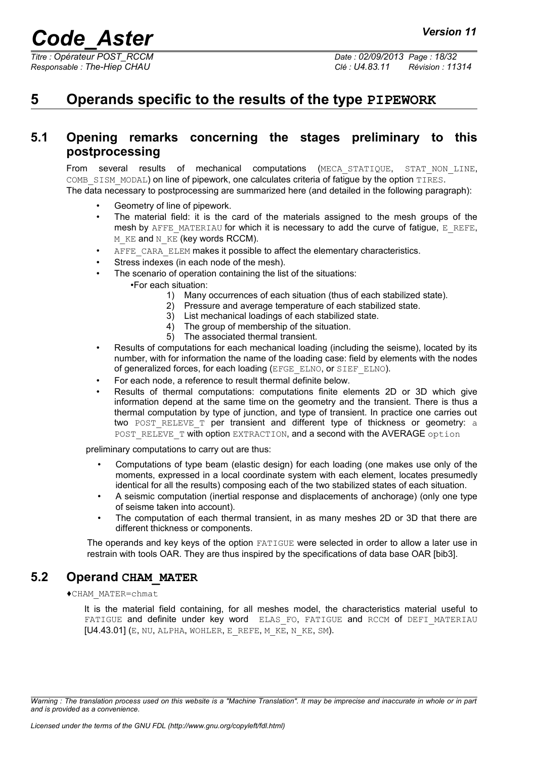# 5 Operands specific to the results of the type PIPEWORK

## 5.1 Opening remarks concerning the stages preliminary to this postprocessing

From several results of mechanical computations (MECA_STATIQUE, STAT_NON_LINE, COMB_SISM_MODAL) on line of pipework, one calculates criteria of fatigue by the option TIRES.
The data necessary to postprocessing are summarized here (and detailed in the following paragraph):

- Geometry of line of pipework.
- The material field: it is the card of the materials assigned to the mesh groups of the mesh by AFFE_MATERIAU for which it is necessary to add the curve of fatigue, E_REFE, M_KE and N_KE (key words RCCM).
- AFFE_CARA_ELEM makes it possible to affect the elementary characteristics.
- Stress indexes (in each node of the mesh).
- The scenario of operation containing the list of the situations:
    - For each situation:
        1) Many occurrences of each situation (thus of each stabilized state).
        2) Pressure and average temperature of each stabilized state.
        3) List mechanical loadings of each stabilized state.
        4) The group of membership of the situation.
        5) The associated thermal transient.
- Results of computations for each mechanical loading (including the seisme), located by its number, with for information the name of the loading case: field by elements with the nodes of generalized forces, for each loading (EFGE_ELNO, or SIEF_ELNO).
- For each node, a reference to result thermal definite below.
- Results of thermal computations: computations finite elements 2D or 3D which give information depend at the same time on the geometry and the transient. There is thus a thermal computation by type of junction, and type of transient. In practice one carries out two POST_RELEVE_T per transient and different type of thickness or geometry: a POST_RELEVE_T with option EXTRACTION, and a second with the AVERAGE option

preliminary computations to carry out are thus:

- Computations of type beam (elastic design) for each loading (one makes use only of the moments, expressed in a local coordinate system with each element, locates presumedly identical for all the results) composing each of the two stabilized states of each situation.
- A seismic computation (inertial response and displacements of anchorage) (only one type of seisme taken into account).
- The computation of each thermal transient, in as many meshes 2D or 3D that there are different thickness or components.

The operands and key keys of the option FATIGUE were selected in order to allow a later use in restrain with tools OAR. They are thus inspired by the specifications of data base OAR [bib3].

## 5.2 Operand CHAM_MATER

♦CHAM_MATER=chmat

It is the material field containing, for all meshes model, the characteristics material useful to FATIGUE and definite under key word ELAS_FO, FATIGUE and RCCM of DEFI_MATERIAU [U4.43.01] (E, NU, ALPHA, WOHLER, E_REFE, M_KE, N_KE, SM).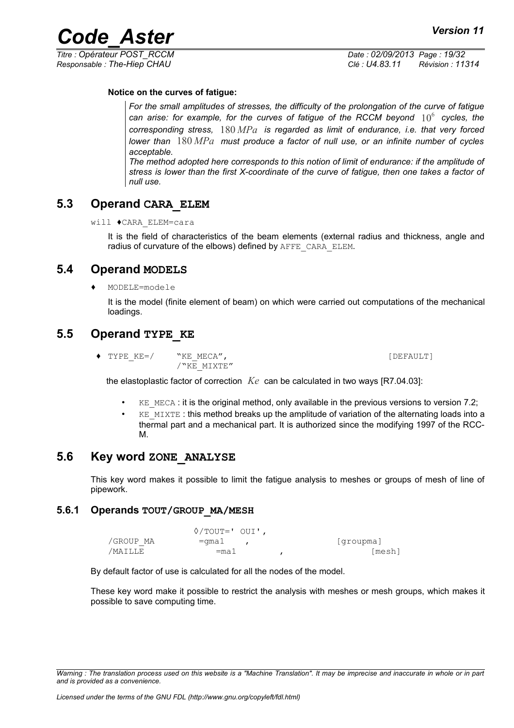**Notice on the curves of fatigue:**

> *For the small amplitudes of stresses, the difficulty of the prolongation of the curve of fatigue can arise: for example, for the curves of fatigue of the RCCM beyond $10^6$ cycles, the corresponding stress, $180\,MPa$ is regarded as limit of endurance, i.e. that very forced lower than $180\,MPa$ must produce a factor of null use, or an infinite number of cycles acceptable.*
> *The method adopted here corresponds to this notion of limit of endurance: if the amplitude of stress is lower than the first X-coordinate of the curve of fatigue, then one takes a factor of null use.*

## 5.3 Operand CARA_ELEM

```
will ♦CARA_ELEM=cara
```

It is the field of characteristics of the beam elements (external radius and thickness, angle and radius of curvature of the elbows) defined by AFFE_CARA_ELEM.

## 5.4 Operand MODELS

```
♦ MODELE=modele
```

It is the model (finite element of beam) on which were carried out computations of the mechanical loadings.

## 5.5 Operand TYPE_KE

```
♦ TYPE_KE=/    "KE_MECA",                                    [DEFAULT]
               /"KE_MIXTE"
```

the elastoplastic factor of correction $Ke$ can be calculated in two ways [R7.04.03]:

- KE_MECA : it is the original method, only available in the previous versions to version 7.2;
- KE_MIXTE : this method breaks up the amplitude of variation of the alternating loads into a thermal part and a mechanical part. It is authorized since the modifying 1997 of the RCC-M.

## 5.6 Key word ZONE_ANALYSE

This key word makes it possible to limit the fatigue analysis to meshes or groups of mesh of line of pipework.

### 5.6.1 Operands TOUT/GROUP_MA/MESH

```
              ◊/TOUT=' OUI',
/GROUP_MA      =gma1    ,                [groupma]
/MAILLE          =ma1         ,                  [mesh]
```

By default factor of use is calculated for all the nodes of the model.

These key word make it possible to restrict the analysis with meshes or mesh groups, which makes it possible to save computing time.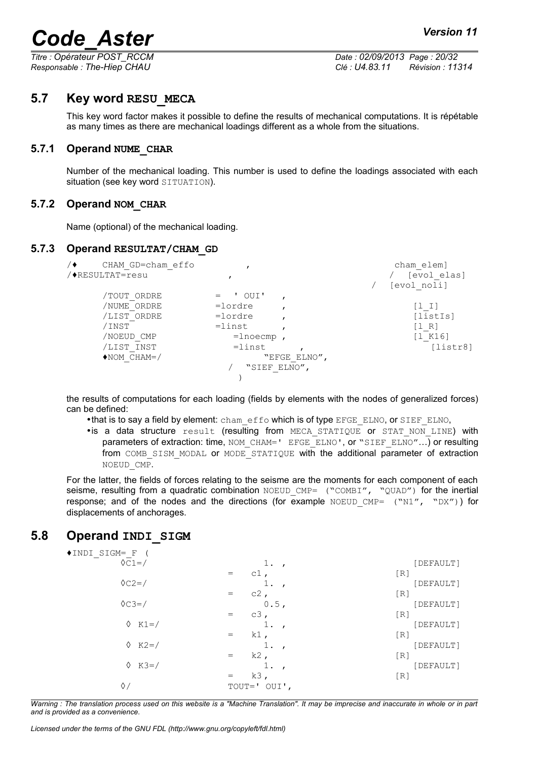## 5.7 Key word **RESU_MECA**

This key word factor makes it possible to define the results of mechanical computations. It is répétable as many times as there are mechanical loadings different as a whole from the situations.

### 5.7.1 Operand **NUME_CHAR**

Number of the mechanical loading. This number is used to define the loadings associated with each situation (see key word SITUATION).

### 5.7.2 Operand **NOM_CHAR**

Name (optional) of the mechanical loading.

### 5.7.3 Operand **RESULTAT/CHAM_GD**

```
/♦     CHAM_GD=cham_effo          ,                          cham_elem]
/♦RESULTAT=resu                ,                           /  [evol_elas]
                                                         /  [evol_noli]
      /TOUT_ORDRE          =  ' OUI'   ,
      /NUME_ORDRE          =lordre     ,                          [l_I]
      /LIST_ORDRE          =lordre     ,                          [listIs]
      /INST                =linst      ,                          [l_R]
      /NOEUD_CMP              =lnoecmp ,                          [l_K16]
      /LIST_INST              =linst       ,                          [listr8]
      ♦NOM_CHAM=/                   "EFGE_ELNO",
                              /  "SIEF_ELNO",
                                )
```

the results of computations for each loading (fields by elements with the nodes of generalized forces) can be defined:

- that is to say a field by element: cham_effo which is of type EFGE_ELNO, or SIEF_ELNO,
- is a data structure result (resulting from MECA_STATIQUE or STAT_NON_LINE) with parameters of extraction: time, NOM_CHAM=' EFGE_ELNO', or "SIEF_ELNO"…) or resulting from COMB_SISM_MODAL or MODE_STATIQUE with the additional parameter of extraction NOEUD_CMP.

For the latter, the fields of forces relating to the seisme are the moments for each component of each seisme, resulting from a quadratic combination NOEUD_CMP= ("COMBI", "QUAD") for the inertial response; and of the nodes and the directions (for example NOEUD_CMP= ("N1", "DX")) for displacements of anchorages.

## 5.8 Operand **INDI_SIGM**

```
♦INDI_SIGM=_F (
      ◊C1=/                    1.  ,                          [DEFAULT]
                         =   c1 ,                        [R]
      ◊C2=/                    1.  ,                          [DEFAULT]
                         =   c2 ,                        [R]
      ◊C3=/                    0.5 ,                          [DEFAULT]
                         =   c3 ,                        [R]
       ◊  K1=/                 1.  ,                          [DEFAULT]
                         =   k1 ,                        [R]
       ◊  K2=/                 1.  ,                          [DEFAULT]
                         =   k2 ,                        [R]
       ◊  K3=/                 1.  ,                          [DEFAULT]
                         =   k3 ,                        [R]
      ◊/                   TOUT=' OUI',
```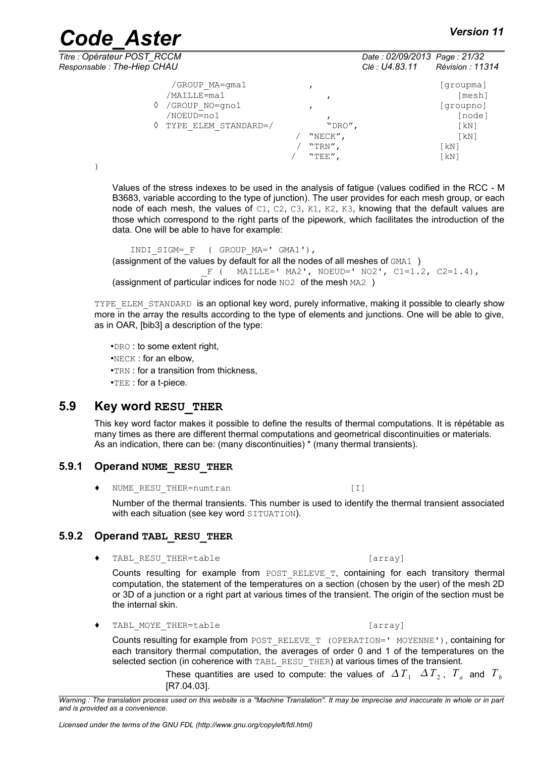```
          /GROUP_MA=gma1              ,                    [groupma]
          /MAILLE=ma1                 ,                    [mesh]
        ◊ /GROUP_NO=gno1              ,                    [groupno]
          /NOEUD=no1                  ,                    [node]
        ◊ TYPE_ELEM_STANDARD=/        "DRO",               [kN]
                                    / "NECK",              [kN]
                                    / "TRN",               [kN]
                                    / "TEE",               [kN]
)
```

Values of the stress indexes to be used in the analysis of fatigue (values codified in the RCC - M B3683, variable according to the type of junction). The user provides for each mesh group, or each node of each mesh, the values of C1, C2, C3, K1, K2, K3, knowing that the default values are those which correspond to the right parts of the pipework, which facilitates the introduction of the data. One will be able to have for example:

```
INDI_SIGM=_F  ( GROUP_MA=' GMA1'),
```

(assignment of the values by default for all the nodes of all meshes of GMA1 )

```
_F (   MAILLE=' MA2', NOEUD=' NO2', C1=1.2, C2=1.4),
```

(assignment of particular indices for node NO2 of the mesh MA2 )

TYPE_ELEM_STANDARD is an optional key word, purely informative, making it possible to clearly show more in the array the results according to the type of elements and junctions. One will be able to give, as in OAR, [bib3] a description of the type:

- DRO : to some extent right,
- NECK : for an elbow,
- TRN : for a transition from thickness,
- TEE : for a t-piece.

## 5.9 Key word RESU_THER

This key word factor makes it possible to define the results of thermal computations. It is répétable as many times as there are different thermal computations and geometrical discontinuities or materials. As an indication, there can be: (many discontinuities) * (many thermal transients).

### 5.9.1 Operand NUME_RESU_THER

♦ NUME_RESU_THER=numtran [I]

Number of the thermal transients. This number is used to identify the thermal transient associated with each situation (see key word SITUATION).

### 5.9.2 Operand TABL_RESU_THER

♦ TABL_RESU_THER=table [array]

Counts resulting for example from POST_RELEVE_T, containing for each transitory thermal computation, the statement of the temperatures on a section (chosen by the user) of the mesh 2D or 3D of a junction or a right part at various times of the transient. The origin of the section must be the internal skin.

♦ TABL_MOYE_THER=table [array]

Counts resulting for example from POST_RELEVE_T (OPERATION=' MOYENNE'), containing for each transitory thermal computation, the averages of order 0 and 1 of the temperatures on the selected section (in coherence with TABL_RESU_THER) at various times of the transient.

These quantities are used to compute: the values of $\Delta T_1$ $\Delta T_2$, $T_a$ and $T_b$ [R7.04.03].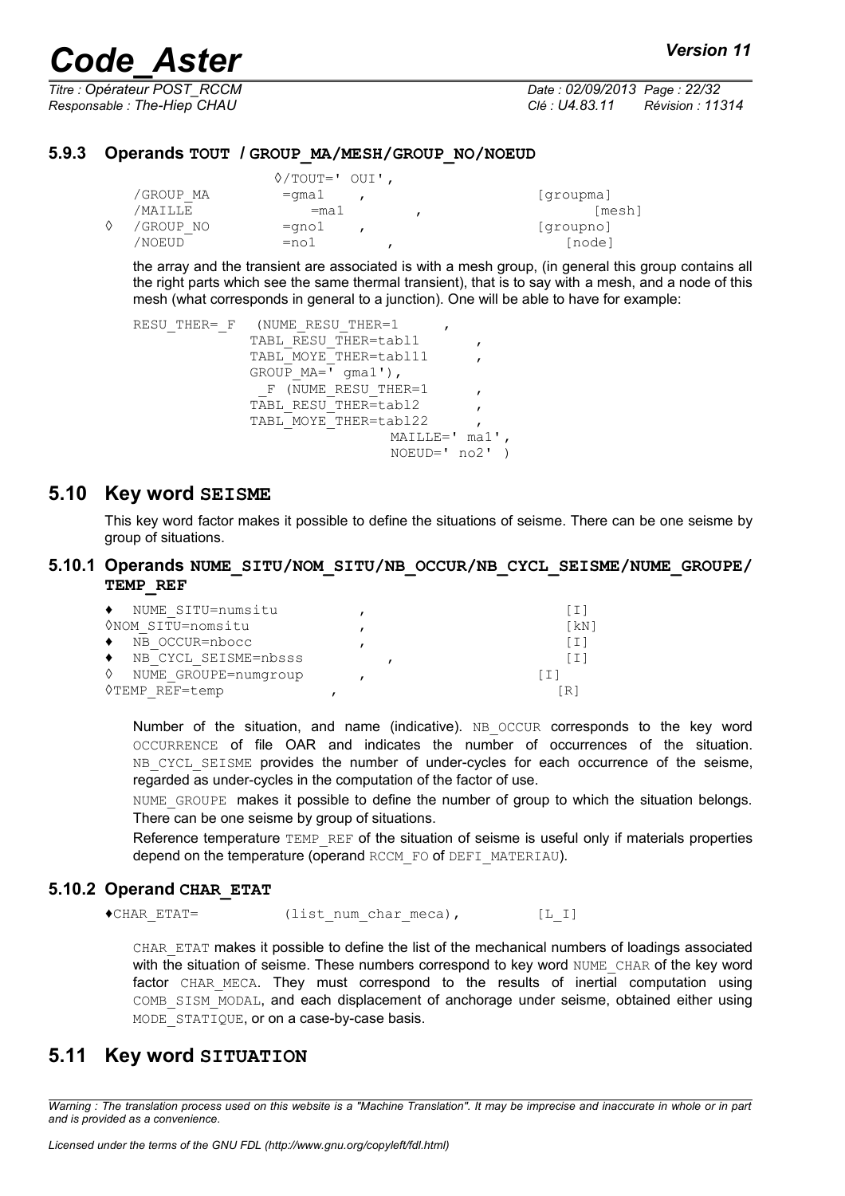### 5.9.3 Operands TOUT / GROUP_MA/MESH/GROUP_NO/NOEUD

```
              ◊/TOUT=' OUI',
   /GROUP_MA       =gma1    ,                    [groupma]
   /MAILLE           =ma1          ,                  [mesh]
◊  /GROUP_NO       =gno1    ,                    [groupno]
   /NOEUD          =no1          ,                  [node]
```

the array and the transient are associated is with a mesh group, (in general this group contains all the right parts which see the same thermal transient), that is to say with a mesh, and a node of this mesh (what corresponds in general to a junction). One will be able to have for example:

```
RESU_THER=_F   (NUME_RESU_THER=1        ,
               TABL_RESU_THER=tabl1        ,
               TABL_MOYE_THER=tabl11       ,
               GROUP_MA=' gma1'),
                _F (NUME_RESU_THER=1       ,
               TABL_RESU_THER=tabl2        ,
               TABL_MOYE_THER=tabl22       ,
                              MAILLE=' ma1',
                              NOEUD=' no2' )
```

## 5.10 Key word SEISME

This key word factor makes it possible to define the situations of seisme. There can be one seisme by group of situations.

### 5.10.1 Operands NUME_SITU/NOM_SITU/NB_OCCUR/NB_CYCL_SEISME/NUME_GROUPE/ TEMP_REF

```
♦  NUME_SITU=numsitu          ,                    [I]
◊NOM_SITU=nomsitu             ,                    [kN]
♦  NB_OCCUR=nbocc             ,                    [I]
♦  NB_CYCL_SEISME=nbsss           ,                [I]
◊  NUME_GROUPE=numgroup       ,                  [I]
◊TEMP_REF=temp            ,                       [R]
```

Number of the situation, and name (indicative). NB_OCCUR corresponds to the key word OCCURRENCE of file OAR and indicates the number of occurrences of the situation. NB_CYCL_SEISME provides the number of under-cycles for each occurrence of the seisme, regarded as under-cycles in the computation of the factor of use.

NUME_GROUPE makes it possible to define the number of group to which the situation belongs. There can be one seisme by group of situations.

Reference temperature TEMP_REF of the situation of seisme is useful only if materials properties depend on the temperature (operand RCCM_FO of DEFI_MATERIAU).

### 5.10.2 Operand CHAR_ETAT

```
♦CHAR_ETAT=           (list_num_char_meca),          [L_I]
```

CHAR_ETAT makes it possible to define the list of the mechanical numbers of loadings associated with the situation of seisme. These numbers correspond to key word NUME_CHAR of the key word factor CHAR_MECA. They must correspond to the results of inertial computation using COMB_SISM_MODAL, and each displacement of anchorage under seisme, obtained either using MODE_STATIQUE, or on a case-by-case basis.

## 5.11 Key word SITUATION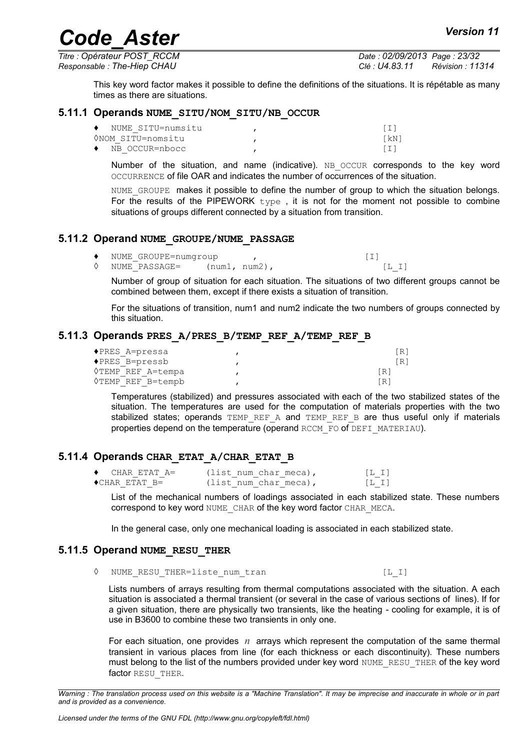This key word factor makes it possible to define the definitions of the situations. It is répétable as many times as there are situations.

### 5.11.1 Operands NUME_SITU/NOM_SITU/NB_OCCUR

```
♦  NUME_SITU=numsitu          ,                    [I]
◊NOM_SITU=nomsitu             ,                    [kN]
♦  NB_OCCUR=nbocc             ,                    [I]
```

Number of the situation, and name (indicative). NB_OCCUR corresponds to the key word OCCURRENCE of file OAR and indicates the number of occurrences of the situation.

NUME_GROUPE makes it possible to define the number of group to which the situation belongs. For the results of the PIPEWORK type , it is not for the moment not possible to combine situations of groups different connected by a situation from transition.

### 5.11.2 Operand NUME_GROUPE/NUME_PASSAGE

```
♦  NUME_GROUPE=numgroup      ,                    [I]
◊  NUME_PASSAGE=    (num1, num2),                    [L_I]
```

Number of group of situation for each situation. The situations of two different groups cannot be combined between them, except if there exists a situation of transition.

For the situations of transition, num1 and num2 indicate the two numbers of groups connected by this situation.

### 5.11.3 Operands PRES_A/PRES_B/TEMP_REF_A/TEMP_REF_B

```
♦PRES_A=pressa              ,                        [R]
♦PRES_B=pressb              ,                        [R]
◊TEMP_REF_A=tempa           ,                       [R]
◊TEMP_REF_B=tempb           ,                       [R]
```

Temperatures (stabilized) and pressures associated with each of the two stabilized states of the situation. The temperatures are used for the computation of materials properties with the two stabilized states; operands TEMP_REF_A and TEMP_REF_B are thus useful only if materials properties depend on the temperature (operand RCCM_FO of DEFI_MATERIAU).

### 5.11.4 Operands CHAR_ETAT_A/CHAR_ETAT_B

```
♦  CHAR_ETAT_A=       (list_num_char_meca),        [L_I]
♦CHAR_ETAT_B=         (list_num_char_meca),        [L_I]
```

List of the mechanical numbers of loadings associated in each stabilized state. These numbers correspond to key word NUME_CHAR of the key word factor CHAR_MECA.

In the general case, only one mechanical loading is associated in each stabilized state.

### 5.11.5 Operand NUME_RESU_THER

```
◊  NUME_RESU_THER=liste_num_tran                    [L_I]
```

Lists numbers of arrays resulting from thermal computations associated with the situation. A each situation is associated a thermal transient (or several in the case of various sections of lines). If for a given situation, there are physically two transients, like the heating - cooling for example, it is of use in B3600 to combine these two transients in only one.

For each situation, one provides $n$ arrays which represent the computation of the same thermal transient in various places from line (for each thickness or each discontinuity). These numbers must belong to the list of the numbers provided under key word NUME_RESU_THER of the key word factor RESU_THER.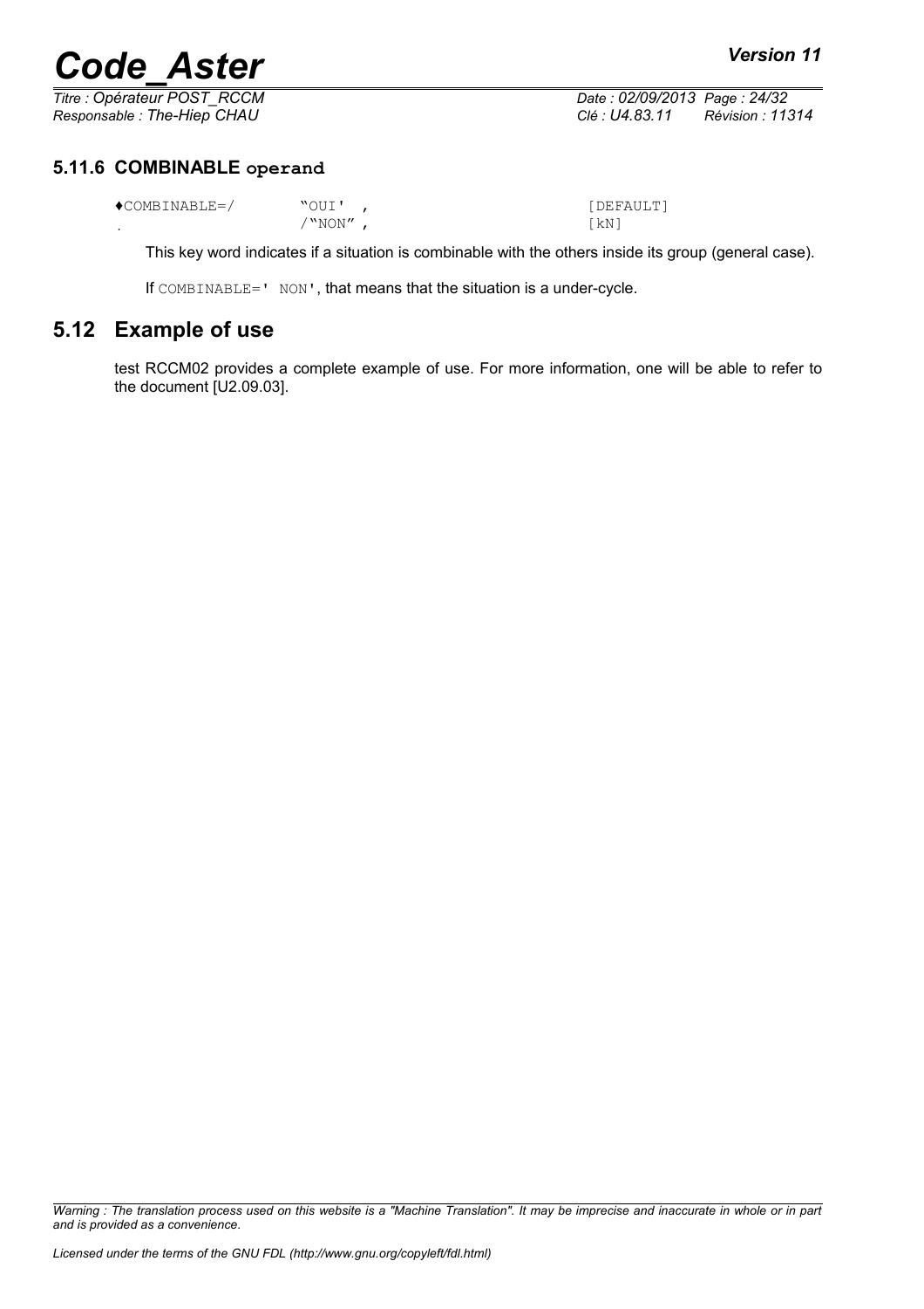### 5.11.6 COMBINABLE operand

```
♦COMBINABLE=/         "OUI' ,                        [DEFAULT]
.                     /"NON" ,                       [kN]
```

This key word indicates if a situation is combinable with the others inside its group (general case).

If COMBINABLE=' NON', that means that the situation is a under-cycle.

## 5.12 Example of use

test RCCM02 provides a complete example of use. For more information, one will be able to refer to the document [U2.09.03].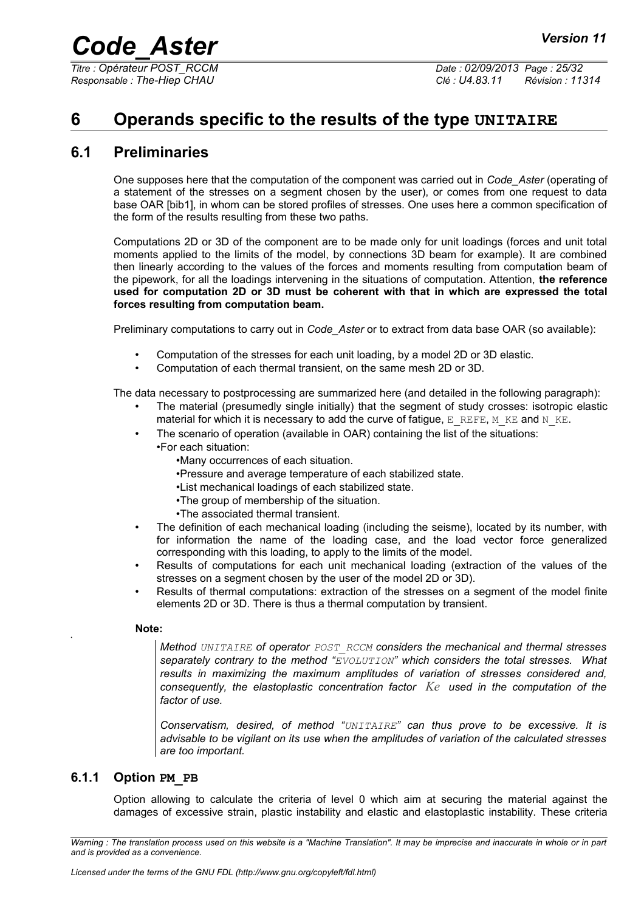# 6 Operands specific to the results of the type UNITAIRE

## 6.1 Preliminaries

One supposes here that the computation of the component was carried out in *Code_Aster* (operating of a statement of the stresses on a segment chosen by the user), or comes from one request to data base OAR [bib1], in whom can be stored profiles of stresses. One uses here a common specification of the form of the results resulting from these two paths.

Computations 2D or 3D of the component are to be made only for unit loadings (forces and unit total moments applied to the limits of the model, by connections 3D beam for example). It are combined then linearly according to the values of the forces and moments resulting from computation beam of the pipework, for all the loadings intervening in the situations of computation. Attention, **the reference used for computation 2D or 3D must be coherent with that in which are expressed the total forces resulting from computation beam.**

Preliminary computations to carry out in *Code_Aster* or to extract from data base OAR (so available):

- Computation of the stresses for each unit loading, by a model 2D or 3D elastic.
- Computation of each thermal transient, on the same mesh 2D or 3D.

The data necessary to postprocessing are summarized here (and detailed in the following paragraph):

- The material (presumedly single initially) that the segment of study crosses: isotropic elastic material for which it is necessary to add the curve of fatigue, `E_REFE`, `M_KE` and `N_KE`.
- The scenario of operation (available in OAR) containing the list of the situations:
  - For each situation:
    - Many occurrences of each situation.
    - Pressure and average temperature of each stabilized state.
    - List mechanical loadings of each stabilized state.
    - The group of membership of the situation.
    - The associated thermal transient.
- The definition of each mechanical loading (including the seisme), located by its number, with for information the name of the loading case, and the load vector force generalized corresponding with this loading, to apply to the limits of the model.
- Results of computations for each unit mechanical loading (extraction of the values of the stresses on a segment chosen by the user of the model 2D or 3D).
- Results of thermal computations: extraction of the stresses on a segment of the model finite elements 2D or 3D. There is thus a thermal computation by transient.

**Note:**

> *Method `UNITAIRE` of operator `POST_RCCM` considers the mechanical and thermal stresses separately contrary to the method "`EVOLUTION`" which considers the total stresses. What results in maximizing the maximum amplitudes of variation of stresses considered and, consequently, the elastoplastic concentration factor $Ke$ used in the computation of the factor of use.*
>
> *Conservatism, desired, of method "`UNITAIRE`" can thus prove to be excessive. It is advisable to be vigilant on its use when the amplitudes of variation of the calculated stresses are too important.*

### 6.1.1 Option PM_PB

Option allowing to calculate the criteria of level 0 which aim at securing the material against the damages of excessive strain, plastic instability and elastic and elastoplastic instability. These criteria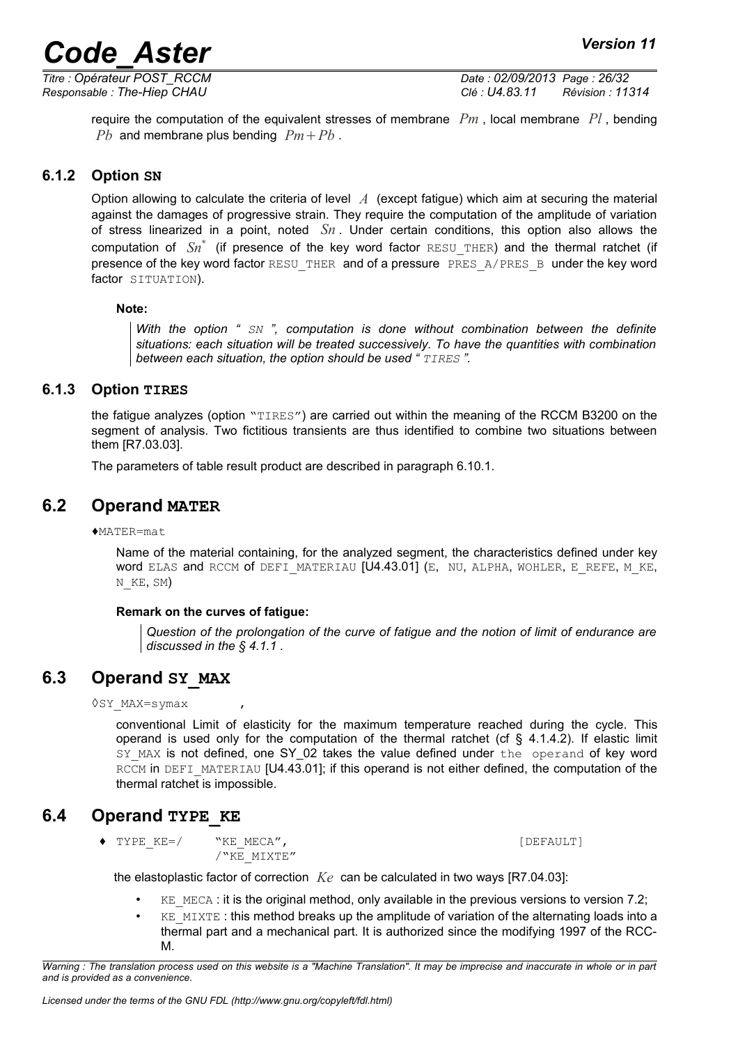require the computation of the equivalent stresses of membrane $Pm$, local membrane $Pl$, bending $Pb$ and membrane plus bending $Pm+Pb$.

### 6.1.2 Option SN

Option allowing to calculate the criteria of level $A$ (except fatigue) which aim at securing the material against the damages of progressive strain. They require the computation of the amplitude of variation of stress linearized in a point, noted $Sn$. Under certain conditions, this option also allows the computation of $Sn^*$ (if presence of the key word factor RESU_THER) and the thermal ratchet (if presence of the key word factor RESU_THER and of a pressure PRES_A/PRES_B under the key word factor SITUATION).

**Note:**

> *With the option " SN ", computation is done without combination between the definite situations: each situation will be treated successively. To have the quantities with combination between each situation, the option should be used " TIRES ".*

### 6.1.3 Option TIRES

the fatigue analyzes (option "TIRES") are carried out within the meaning of the RCCM B3200 on the segment of analysis. Two fictitious transients are thus identified to combine two situations between them [R7.03.03].

The parameters of table result product are described in paragraph 6.10.1.

## 6.2 Operand MATER

♦MATER=mat

Name of the material containing, for the analyzed segment, the characteristics defined under key word ELAS and RCCM of DEFI_MATERIAU [U4.43.01] (E, NU, ALPHA, WOHLER, E_REFE, M_KE, N_KE, SM)

**Remark on the curves of fatigue:**

> *Question of the prolongation of the curve of fatigue and the notion of limit of endurance are discussed in the § 4.1.1 .*

## 6.3 Operand SY_MAX

◊SY_MAX=symax ,

conventional Limit of elasticity for the maximum temperature reached during the cycle. This operand is used only for the computation of the thermal ratchet (cf § 4.1.4.2). If elastic limit SY_MAX is not defined, one SY_02 takes the value defined under the operand of key word RCCM in DEFI_MATERIAU [U4.43.01]; if this operand is not either defined, the computation of the thermal ratchet is impossible.

## 6.4 Operand TYPE_KE

♦ TYPE_KE=/ "KE_MECA", [DEFAULT]
/"KE_MIXTE"

the elastoplastic factor of correction $Ke$ can be calculated in two ways [R7.04.03]:

- KE_MECA : it is the original method, only available in the previous versions to version 7.2;
- KE_MIXTE : this method breaks up the amplitude of variation of the alternating loads into a thermal part and a mechanical part. It is authorized since the modifying 1997 of the RCC-M.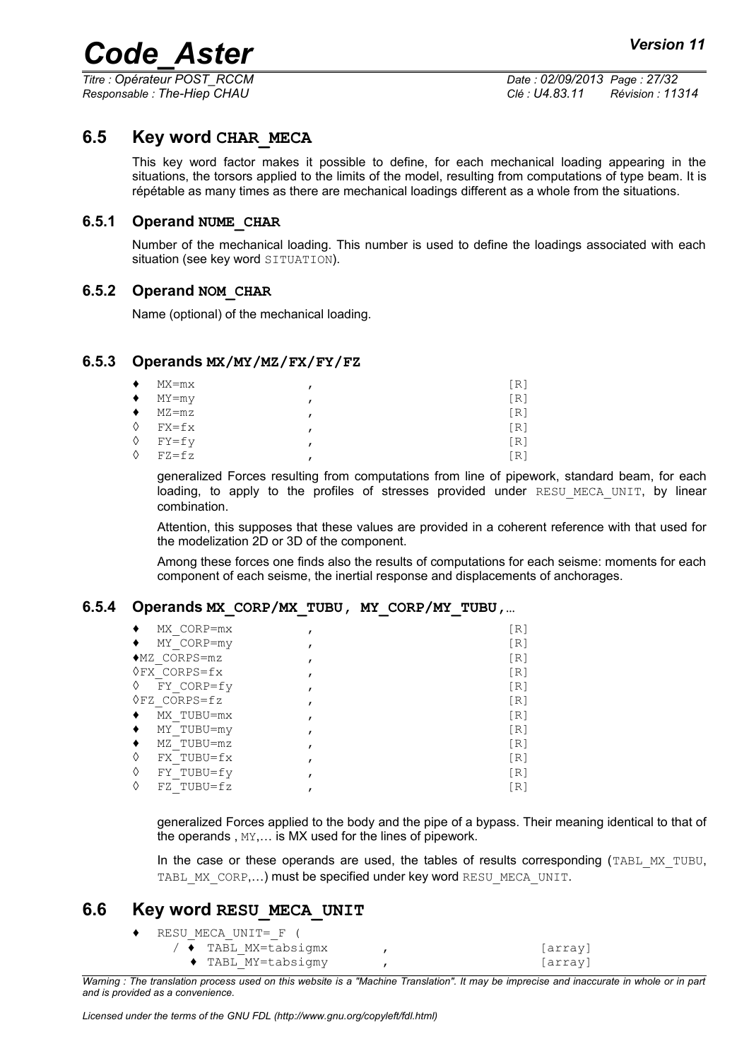## 6.5 Key word CHAR_MECA

This key word factor makes it possible to define, for each mechanical loading appearing in the situations, the torsors applied to the limits of the model, resulting from computations of type beam. It is répétable as many times as there are mechanical loadings different as a whole from the situations.

### 6.5.1 Operand NUME_CHAR

Number of the mechanical loading. This number is used to define the loadings associated with each situation (see key word SITUATION).

### 6.5.2 Operand NOM_CHAR

Name (optional) of the mechanical loading.

### 6.5.3 Operands MX/MY/MZ/FX/FY/FZ

```
♦  MX=mx              ,                    [R]
♦  MY=my              ,                    [R]
♦  MZ=mz              ,                    [R]
◊  FX=fx              ,                    [R]
◊  FY=fy              ,                    [R]
◊  FZ=fz              ,                    [R]
```

generalized Forces resulting from computations from line of pipework, standard beam, for each loading, to apply to the profiles of stresses provided under RESU_MECA_UNIT, by linear combination.

Attention, this supposes that these values are provided in a coherent reference with that used for the modelization 2D or 3D of the component.

Among these forces one finds also the results of computations for each seisme: moments for each component of each seisme, the inertial response and displacements of anchorages.

### 6.5.4 Operands MX_CORP/MX_TUBU, MY_CORP/MY_TUBU,…

```
♦  MX_CORP=mx         ,                    [R]
♦  MY_CORP=my         ,                    [R]
♦MZ_CORPS=mz          ,                    [R]
◊FX_CORPS=fx          ,                    [R]
◊  FY_CORP=fy         ,                    [R]
◊FZ_CORPS=fz          ,                    [R]
♦  MX_TUBU=mx         ,                    [R]
♦  MY_TUBU=my         ,                    [R]
♦  MZ_TUBU=mz         ,                    [R]
◊  FX_TUBU=fx         ,                    [R]
◊  FY_TUBU=fy         ,                    [R]
◊  FZ_TUBU=fz         ,                    [R]
```

generalized Forces applied to the body and the pipe of a bypass. Their meaning identical to that of the operands , MY,… is MX used for the lines of pipework.

In the case or these operands are used, the tables of results corresponding (TABL_MX_TUBU, TABL_MX_CORP,…) must be specified under key word RESU_MECA_UNIT.

## 6.6 Key word RESU_MECA_UNIT

```
♦  RESU_MECA_UNIT=_F (
     / ♦  TABL_MX=tabsigmx        ,                [array]
       ♦  TABL_MY=tabsigmy        ,                [array]
```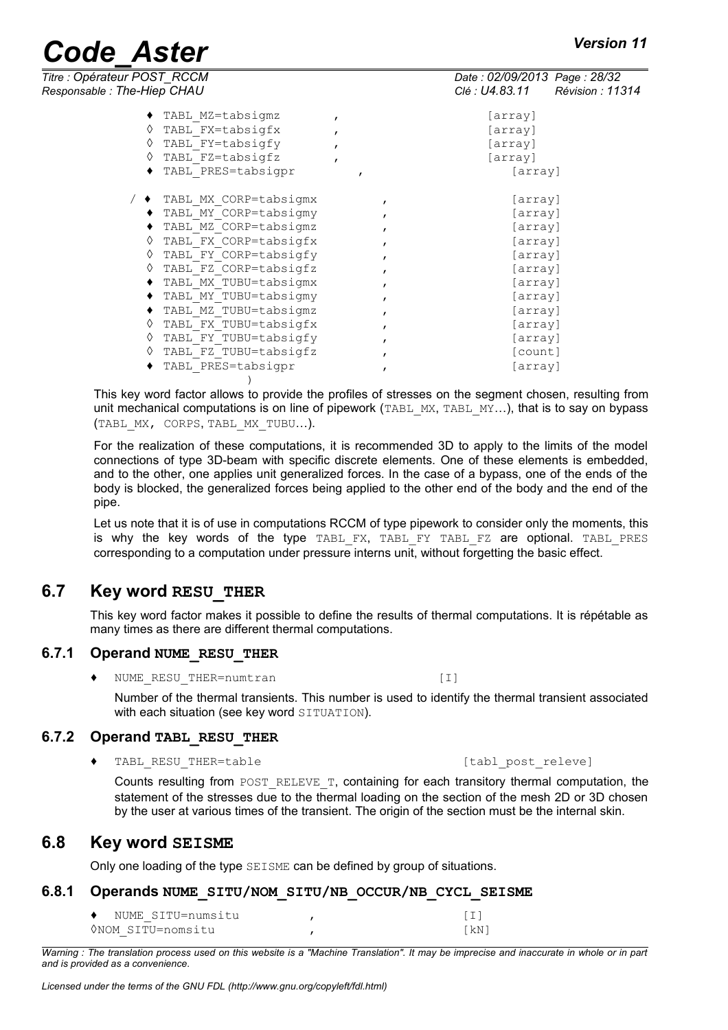```
    ♦ TABL_MZ=tabsigmz        ,                [array]
    ◊ TABL_FX=tabsigfx        ,                [array]
    ◊ TABL_FY=tabsigfy        ,                [array]
    ◊ TABL_FZ=tabsigfz        ,                [array]
    ♦ TABL_PRES=tabsigpr        ,                [array]

  / ♦ TABL_MX_CORP=tabsigmx        ,                [array]
    ♦ TABL_MY_CORP=tabsigmy        ,                [array]
    ♦ TABL_MZ_CORP=tabsigmz        ,                [array]
    ◊ TABL_FX_CORP=tabsigfx        ,                [array]
    ◊ TABL_FY_CORP=tabsigfy        ,                [array]
    ◊ TABL_FZ_CORP=tabsigfz        ,                [array]
    ♦ TABL_MX_TUBU=tabsigmx        ,                [array]
    ♦ TABL_MY_TUBU=tabsigmy        ,                [array]
    ♦ TABL_MZ_TUBU=tabsigmz        ,                [array]
    ◊ TABL_FX_TUBU=tabsigfx        ,                [array]
    ◊ TABL_FY_TUBU=tabsigfy        ,                [array]
    ◊ TABL_FZ_TUBU=tabsigfz        ,                [count]
    ♦ TABL_PRES=tabsigpr        ,                [array]
                  )
```

This key word factor allows to provide the profiles of stresses on the segment chosen, resulting from unit mechanical computations is on line of pipework (TABL_MX, TABL_MY…), that is to say on bypass (TABL_MX, CORPS, TABL_MX_TUBU…).

For the realization of these computations, it is recommended 3D to apply to the limits of the model connections of type 3D-beam with specific discrete elements. One of these elements is embedded, and to the other, one applies unit generalized forces. In the case of a bypass, one of the ends of the body is blocked, the generalized forces being applied to the other end of the body and the end of the pipe.

Let us note that it is of use in computations RCCM of type pipework to consider only the moments, this is why the key words of the type TABL_FX, TABL_FY TABL_FZ are optional. TABL_PRES corresponding to a computation under pressure interns unit, without forgetting the basic effect.

## 6.7 Key word RESU_THER

This key word factor makes it possible to define the results of thermal computations. It is répétable as many times as there are different thermal computations.

### 6.7.1 Operand NUME_RESU_THER

♦ NUME_RESU_THER=numtran [I]

Number of the thermal transients. This number is used to identify the thermal transient associated with each situation (see key word SITUATION).

### 6.7.2 Operand TABL_RESU_THER

♦ TABL_RESU_THER=table [tabl_post_releve]

Counts resulting from POST_RELEVE_T, containing for each transitory thermal computation, the statement of the stresses due to the thermal loading on the section of the mesh 2D or 3D chosen by the user at various times of the transient. The origin of the section must be the internal skin.

## 6.8 Key word SEISME

Only one loading of the type SEISME can be defined by group of situations.

### 6.8.1 Operands NUME_SITU/NOM_SITU/NB_OCCUR/NB_CYCL_SEISME

```
♦ NUME_SITU=numsitu        ,                [I]
◊NOM_SITU=nomsitu          ,                [kN]
```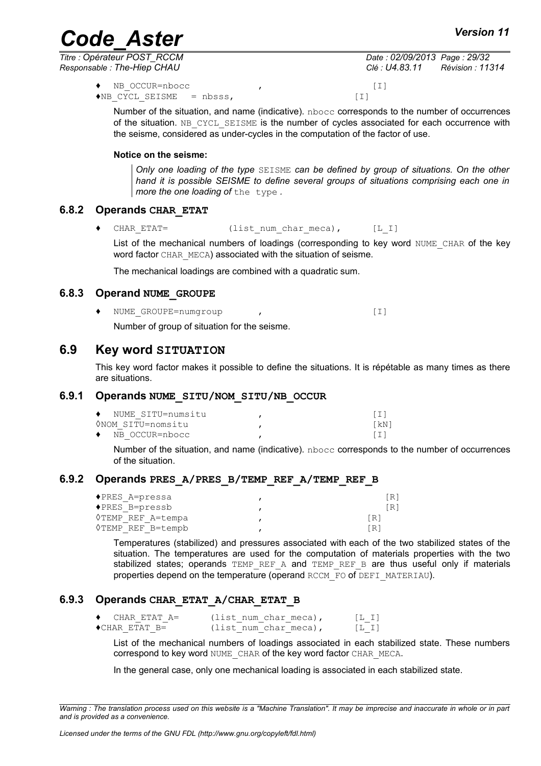♦ NB_OCCUR=nbocc , [I]
♦NB_CYCL_SEISME = nbsss, [I]

Number of the situation, and name (indicative). nbocc corresponds to the number of occurrences of the situation. NB_CYCL_SEISME is the number of cycles associated for each occurrence with the seisme, considered as under-cycles in the computation of the factor of use.

**Notice on the seisme:**

> *Only one loading of the type* SEISME *can be defined by group of situations. On the other hand it is possible SEISME to define several groups of situations comprising each one in more the one loading of* the type *.*

### 6.8.2 Operands CHAR_ETAT

♦ CHAR_ETAT= (list_num_char_meca), [L_I]

List of the mechanical numbers of loadings (corresponding to key word NUME_CHAR of the key word factor CHAR_MECA) associated with the situation of seisme.

The mechanical loadings are combined with a quadratic sum.

### 6.8.3 Operand NUME_GROUPE

♦ NUME_GROUPE=numgroup , [I]

Number of group of situation for the seisme.

## 6.9 Key word SITUATION

This key word factor makes it possible to define the situations. It is répétable as many times as there are situations.

### 6.9.1 Operands NUME_SITU/NOM_SITU/NB_OCCUR

♦ NUME_SITU=numsitu , [I]
◊NOM_SITU=nomsitu , [kN]
♦ NB_OCCUR=nbocc , [I]

Number of the situation, and name (indicative). nbocc corresponds to the number of occurrences of the situation.

### 6.9.2 Operands PRES_A/PRES_B/TEMP_REF_A/TEMP_REF_B

♦PRES_A=pressa , [R]
♦PRES_B=pressb , [R]
◊TEMP_REF_A=tempa , [R]
◊TEMP_REF_B=tempb , [R]

Temperatures (stabilized) and pressures associated with each of the two stabilized states of the situation. The temperatures are used for the computation of materials properties with the two stabilized states; operands TEMP_REF_A and TEMP_REF_B are thus useful only if materials properties depend on the temperature (operand RCCM_FO of DEFI_MATERIAU).

### 6.9.3 Operands CHAR_ETAT_A/CHAR_ETAT_B

♦ CHAR_ETAT_A= (list_num_char_meca), [L_I]
♦CHAR_ETAT_B= (list_num_char_meca), [L_I]

List of the mechanical numbers of loadings associated in each stabilized state. These numbers correspond to key word NUME_CHAR of the key word factor CHAR_MECA.

In the general case, only one mechanical loading is associated in each stabilized state.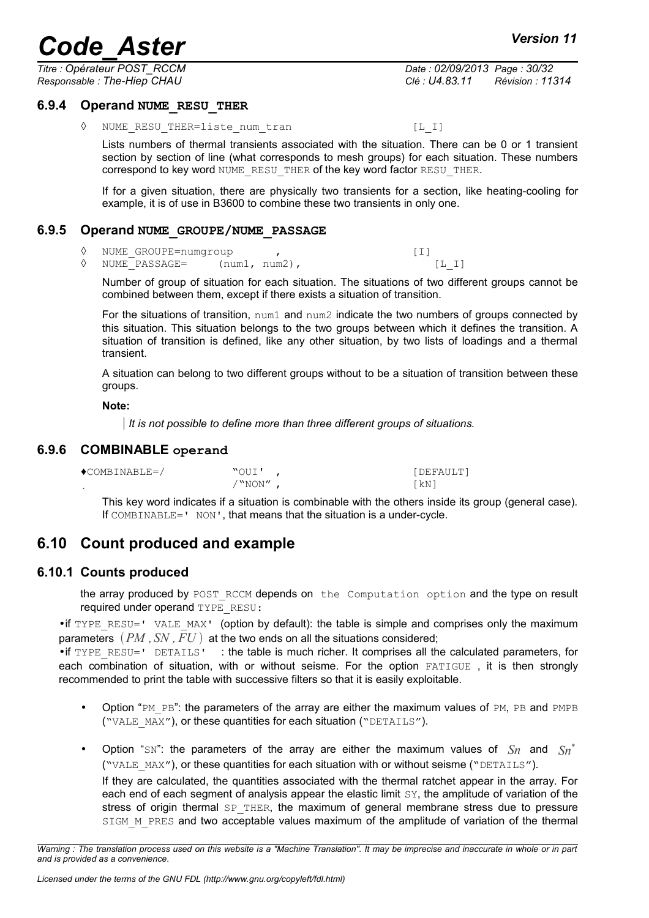### 6.9.4 Operand NUME_RESU_THER

◊ NUME_RESU_THER=liste_num_tran [L_I]

Lists numbers of thermal transients associated with the situation. There can be 0 or 1 transient section by section of line (what corresponds to mesh groups) for each situation. These numbers correspond to key word NUME_RESU_THER of the key word factor RESU_THER.

If for a given situation, there are physically two transients for a section, like heating-cooling for example, it is of use in B3600 to combine these two transients in only one.

### 6.9.5 Operand NUME_GROUPE/NUME_PASSAGE

◊ NUME_GROUPE=numgroup , [I]
◊ NUME_PASSAGE= (num1, num2), [L_I]

Number of group of situation for each situation. The situations of two different groups cannot be combined between them, except if there exists a situation of transition.

For the situations of transition, num1 and num2 indicate the two numbers of groups connected by this situation. This situation belongs to the two groups between which it defines the transition. A situation of transition is defined, like any other situation, by two lists of loadings and a thermal transient.

A situation can belong to two different groups without to be a situation of transition between these groups.

**Note:**

*It is not possible to define more than three different groups of situations.*

### 6.9.6 COMBINABLE operand

♦COMBINABLE=/ "OUI' , [DEFAULT]
. /"NON" , [kN]

This key word indicates if a situation is combinable with the others inside its group (general case). If COMBINABLE=' NON', that means that the situation is a under-cycle.

## 6.10 Count produced and example

### 6.10.1 Counts produced

the array produced by POST_RCCM depends on the Computation option and the type on result required under operand TYPE_RESU:

•if TYPE_RESU=' VALE_MAX' (option by default): the table is simple and comprises only the maximum parameters $(PM, SN, FU)$ at the two ends on all the situations considered;
•if TYPE_RESU=' DETAILS' : the table is much richer. It comprises all the calculated parameters, for each combination of situation, with or without seisme. For the option FATIGUE , it is then strongly recommended to print the table with successive filters so that it is easily exploitable.

- Option "PM_PB": the parameters of the array are either the maximum values of PM, PB and PMPB ("VALE_MAX"), or these quantities for each situation ("DETAILS").
- Option "SN": the parameters of the array are either the maximum values of $Sn$ and $Sn^*$ ("VALE_MAX"), or these quantities for each situation with or without seisme ("DETAILS").

  If they are calculated, the quantities associated with the thermal ratchet appear in the array. For each end of each segment of analysis appear the elastic limit SY, the amplitude of variation of the stress of origin thermal SP_THER, the maximum of general membrane stress due to pressure SIGM_M_PRES and two acceptable values maximum of the amplitude of variation of the thermal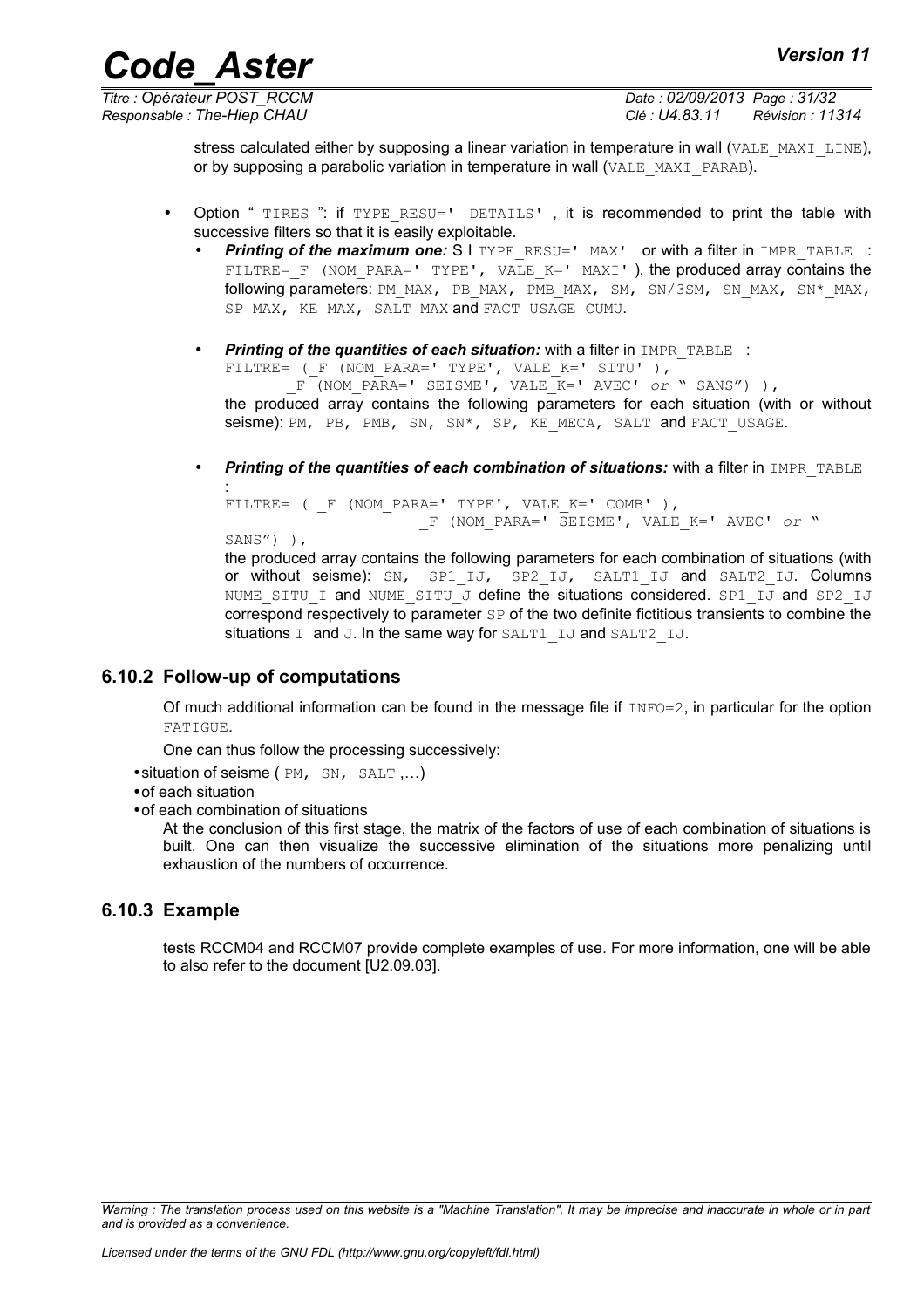stress calculated either by supposing a linear variation in temperature in wall (`VALE_MAXI_LINE`), or by supposing a parabolic variation in temperature in wall (`VALE_MAXI_PARAB`).

- Option " `TIRES` ": if `TYPE_RESU=' DETAILS'` , it is recommended to print the table with successive filters so that it is easily exploitable.
  - ***Printing of the maximum one:*** S I `TYPE_RESU=' MAX'` or with a filter in `IMPR_TABLE` : `FILTRE=_F (NOM_PARA=' TYPE', VALE_K=' MAXI' )`, the produced array contains the following parameters: `PM_MAX, PB_MAX, PMB_MAX, SM, SN/3SM, SN_MAX, SN*_MAX, SP_MAX, KE_MAX, SALT_MAX` and `FACT_USAGE_CUMU`.
  - ***Printing of the quantities of each situation:*** with a filter in `IMPR_TABLE` :
    ```
    FILTRE= ( _F (NOM_PARA=' TYPE', VALE_K=' SITU' ),
           _F (NOM_PARA=' SEISME', VALE_K=' AVEC' or " SANS") ),
    ```
    the produced array contains the following parameters for each situation (with or without seisme): `PM, PB, PMB, SN, SN*, SP, KE_MECA, SALT` and `FACT_USAGE`.
  - ***Printing of the quantities of each combination of situations:*** with a filter in `IMPR_TABLE` :
    ```
    FILTRE= ( _F (NOM_PARA=' TYPE', VALE_K=' COMB' ),
                        _F (NOM_PARA=' SEISME', VALE_K=' AVEC' or "
    SANS") ),
    ```
    the produced array contains the following parameters for each combination of situations (with or without seisme): `SN, SP1_IJ, SP2_IJ, SALT1_IJ` and `SALT2_IJ`. Columns `NUME_SITU_I` and `NUME_SITU_J` define the situations considered. `SP1_IJ` and `SP2_IJ` correspond respectively to parameter `SP` of the two definite fictitious transients to combine the situations `I` and `J`. In the same way for `SALT1_IJ` and `SALT2_IJ`.

### 6.10.2 Follow-up of computations

Of much additional information can be found in the message file if `INFO=2`, in particular for the option `FATIGUE`.

One can thus follow the processing successively:

- situation of seisme ( `PM, SN, SALT` ,…)
- of each situation
- of each combination of situations

At the conclusion of this first stage, the matrix of the factors of use of each combination of situations is built. One can then visualize the successive elimination of the situations more penalizing until exhaustion of the numbers of occurrence.

### 6.10.3 Example

tests RCCM04 and RCCM07 provide complete examples of use. For more information, one will be able to also refer to the document [U2.09.03].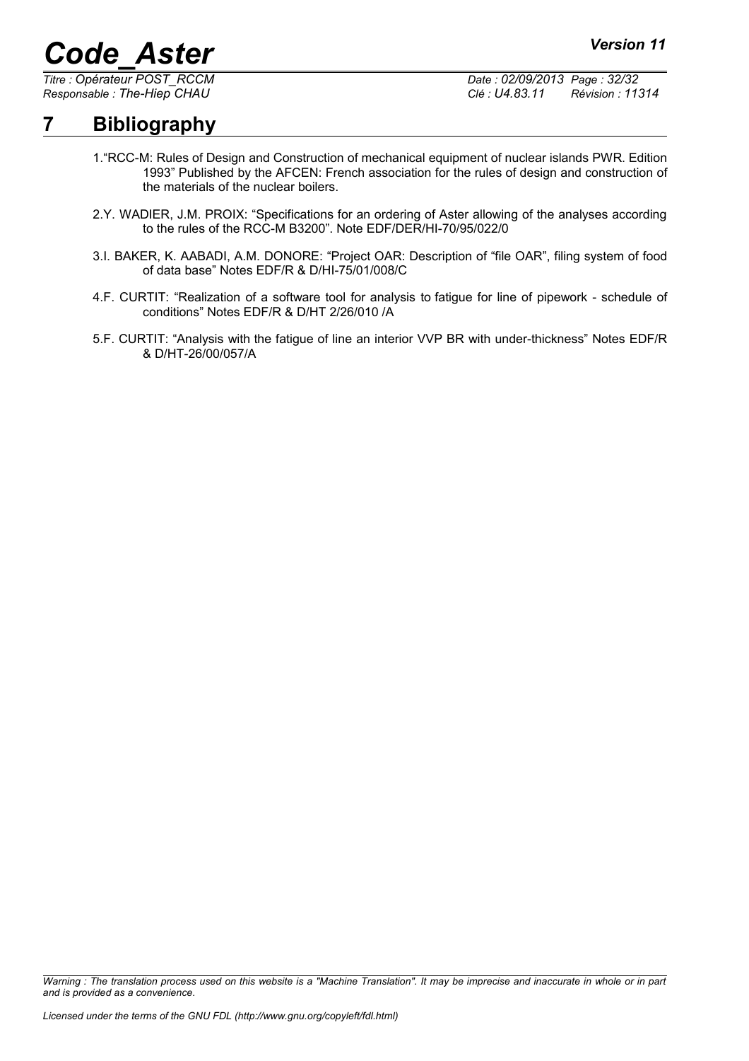# 7 Bibliography

1. "RCC-M: Rules of Design and Construction of mechanical equipment of nuclear islands PWR. Edition 1993" Published by the AFCEN: French association for the rules of design and construction of the materials of the nuclear boilers.

2. Y. WADIER, J.M. PROIX: "Specifications for an ordering of Aster allowing of the analyses according to the rules of the RCC-M B3200". Note EDF/DER/HI-70/95/022/0

3. I. BAKER, K. AABADI, A.M. DONORE: "Project OAR: Description of "file OAR", filing system of food of data base" Notes EDF/R & D/HI-75/01/008/C

4. F. CURTIT: "Realization of a software tool for analysis to fatigue for line of pipework - schedule of conditions" Notes EDF/R & D/HT 2/26/010 /A

5. F. CURTIT: "Analysis with the fatigue of line an interior VVP BR with under-thickness" Notes EDF/R & D/HT-26/00/057/A